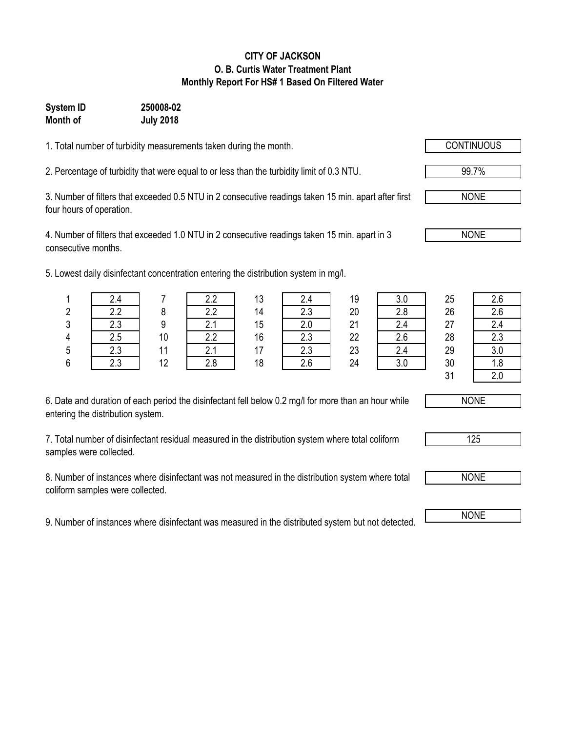**CITY OF JACKSON**
**O. B. Curtis Water Treatment Plant**
**Monthly Report For HS# 1 Based On Filtered Water**

**System ID** **250008-02**
**Month of** **July 2018**

1. Total number of turbidity measurements taken during the month. CONTINUOUS

2. Percentage of turbidity that were equal to or less than the turbidity limit of 0.3 NTU. 99.7%

3. Number of filters that exceeded 0.5 NTU in 2 consecutive readings taken 15 min. apart after first four hours of operation. NONE

4. Number of filters that exceeded 1.0 NTU in 2 consecutive readings taken 15 min. apart in 3 consecutive months. NONE

5. Lowest daily disinfectant concentration entering the distribution system in mg/l.

| Day | mg/l | Day | mg/l | Day | mg/l | Day | mg/l | Day | mg/l |
|---|---|---|---|---|---|---|---|---|---|
| 1 | 2.4 | 7 | 2.2 | 13 | 2.4 | 19 | 3.0 | 25 | 2.6 |
| 2 | 2.2 | 8 | 2.2 | 14 | 2.3 | 20 | 2.8 | 26 | 2.6 |
| 3 | 2.3 | 9 | 2.1 | 15 | 2.0 | 21 | 2.4 | 27 | 2.4 |
| 4 | 2.5 | 10 | 2.2 | 16 | 2.3 | 22 | 2.6 | 28 | 2.3 |
| 5 | 2.3 | 11 | 2.1 | 17 | 2.3 | 23 | 2.4 | 29 | 3.0 |
| 6 | 2.3 | 12 | 2.8 | 18 | 2.6 | 24 | 3.0 | 30 | 1.8 |
| | | | | | | | | 31 | 2.0 |

6. Date and duration of each period the disinfectant fell below 0.2 mg/l for more than an hour while entering the distribution system. NONE

7. Total number of disinfectant residual measured in the distribution system where total coliform samples were collected. 125

8. Number of instances where disinfectant was not measured in the distribution system where total coliform samples were collected. NONE

9. Number of instances where disinfectant was measured in the distributed system but not detected. NONE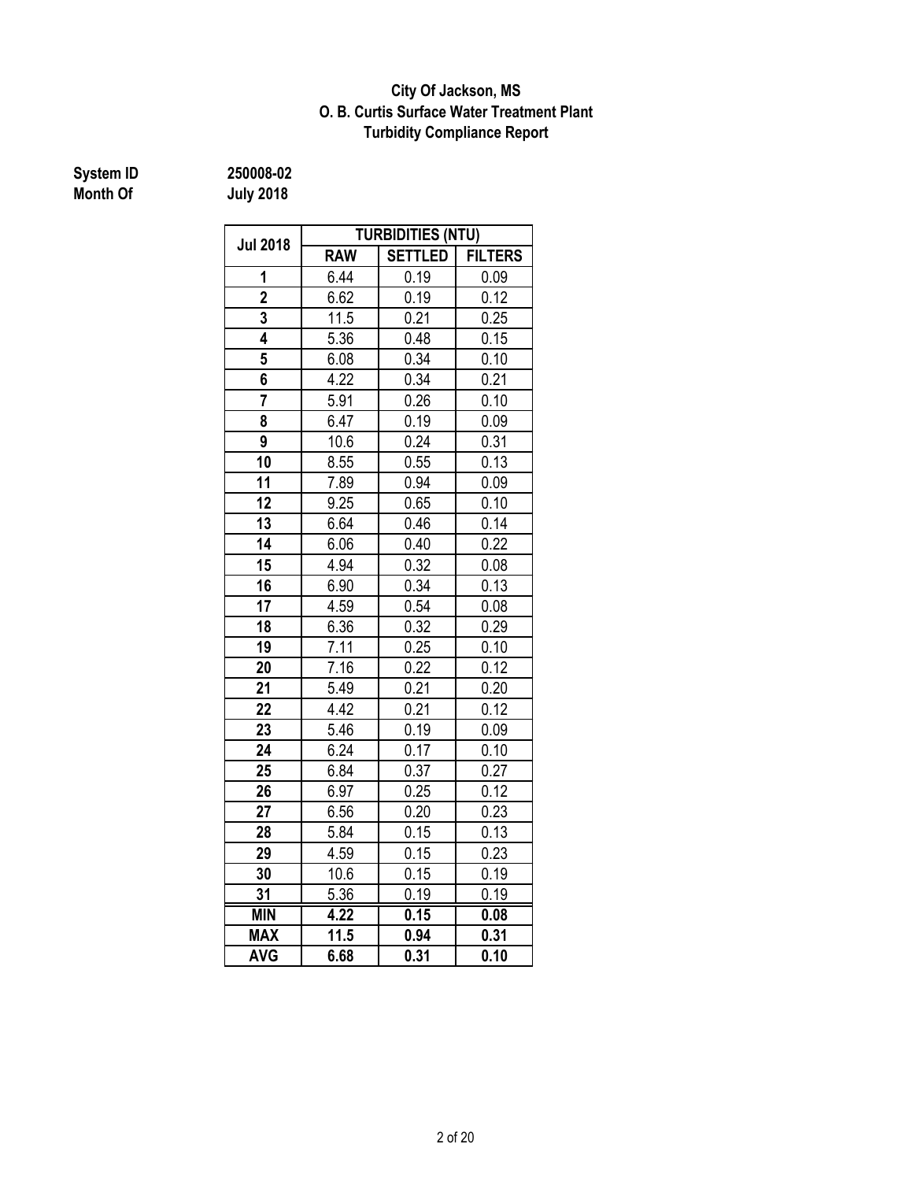**City Of Jackson, MS**
**O. B. Curtis Surface Water Treatment Plant**
**Turbidity Compliance Report**

**System ID** **250008-02**
**Month Of** **July 2018**

| Jul 2018 | TURBIDITIES (NTU) | | |
|---|---|---|---|
| | RAW | SETTLED | FILTERS |
| 1 | 6.44 | 0.19 | 0.09 |
| 2 | 6.62 | 0.19 | 0.12 |
| 3 | 11.5 | 0.21 | 0.25 |
| 4 | 5.36 | 0.48 | 0.15 |
| 5 | 6.08 | 0.34 | 0.10 |
| 6 | 4.22 | 0.34 | 0.21 |
| 7 | 5.91 | 0.26 | 0.10 |
| 8 | 6.47 | 0.19 | 0.09 |
| 9 | 10.6 | 0.24 | 0.31 |
| 10 | 8.55 | 0.55 | 0.13 |
| 11 | 7.89 | 0.94 | 0.09 |
| 12 | 9.25 | 0.65 | 0.10 |
| 13 | 6.64 | 0.46 | 0.14 |
| 14 | 6.06 | 0.40 | 0.22 |
| 15 | 4.94 | 0.32 | 0.08 |
| 16 | 6.90 | 0.34 | 0.13 |
| 17 | 4.59 | 0.54 | 0.08 |
| 18 | 6.36 | 0.32 | 0.29 |
| 19 | 7.11 | 0.25 | 0.10 |
| 20 | 7.16 | 0.22 | 0.12 |
| 21 | 5.49 | 0.21 | 0.20 |
| 22 | 4.42 | 0.21 | 0.12 |
| 23 | 5.46 | 0.19 | 0.09 |
| 24 | 6.24 | 0.17 | 0.10 |
| 25 | 6.84 | 0.37 | 0.27 |
| 26 | 6.97 | 0.25 | 0.12 |
| 27 | 6.56 | 0.20 | 0.23 |
| 28 | 5.84 | 0.15 | 0.13 |
| 29 | 4.59 | 0.15 | 0.23 |
| 30 | 10.6 | 0.15 | 0.19 |
| 31 | 5.36 | 0.19 | 0.19 |
| **MIN** | **4.22** | **0.15** | **0.08** |
| **MAX** | **11.5** | **0.94** | **0.31** |
| **AVG** | **6.68** | **0.31** | **0.10** |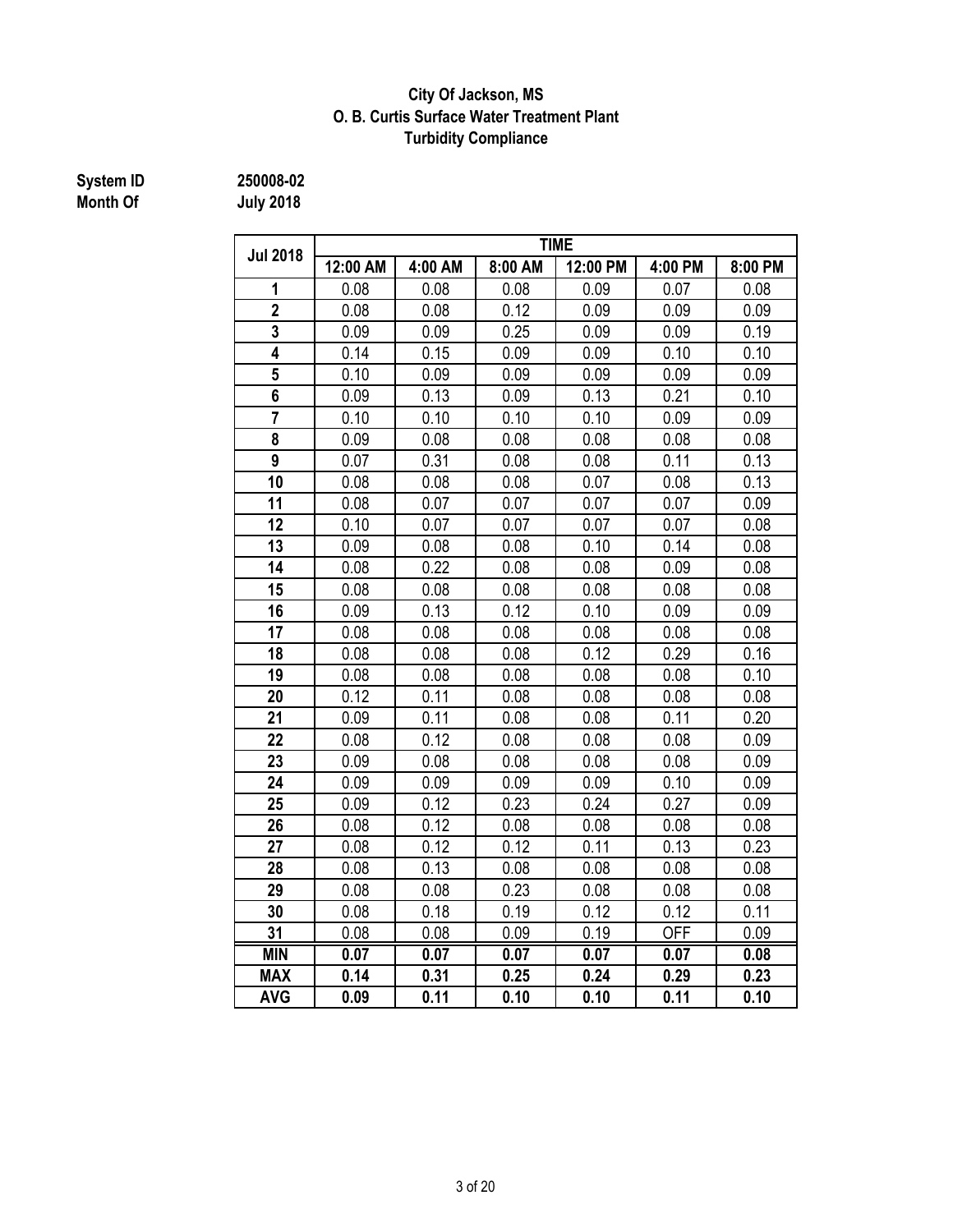# City Of Jackson, MS
## O. B. Curtis Surface Water Treatment Plant
## Turbidity Compliance

**System ID** 250008-02
**Month Of** July 2018

| Jul 2018 | TIME | | | | | |
|---|---|---|---|---|---|---|
| | 12:00 AM | 4:00 AM | 8:00 AM | 12:00 PM | 4:00 PM | 8:00 PM |
| 1 | 0.08 | 0.08 | 0.08 | 0.09 | 0.07 | 0.08 |
| 2 | 0.08 | 0.08 | 0.12 | 0.09 | 0.09 | 0.09 |
| 3 | 0.09 | 0.09 | 0.25 | 0.09 | 0.09 | 0.19 |
| 4 | 0.14 | 0.15 | 0.09 | 0.09 | 0.10 | 0.10 |
| 5 | 0.10 | 0.09 | 0.09 | 0.09 | 0.09 | 0.09 |
| 6 | 0.09 | 0.13 | 0.09 | 0.13 | 0.21 | 0.10 |
| 7 | 0.10 | 0.10 | 0.10 | 0.10 | 0.09 | 0.09 |
| 8 | 0.09 | 0.08 | 0.08 | 0.08 | 0.08 | 0.08 |
| 9 | 0.07 | 0.31 | 0.08 | 0.08 | 0.11 | 0.13 |
| 10 | 0.08 | 0.08 | 0.08 | 0.07 | 0.08 | 0.13 |
| 11 | 0.08 | 0.07 | 0.07 | 0.07 | 0.07 | 0.09 |
| 12 | 0.10 | 0.07 | 0.07 | 0.07 | 0.07 | 0.08 |
| 13 | 0.09 | 0.08 | 0.08 | 0.10 | 0.14 | 0.08 |
| 14 | 0.08 | 0.22 | 0.08 | 0.08 | 0.09 | 0.08 |
| 15 | 0.08 | 0.08 | 0.08 | 0.08 | 0.08 | 0.08 |
| 16 | 0.09 | 0.13 | 0.12 | 0.10 | 0.09 | 0.09 |
| 17 | 0.08 | 0.08 | 0.08 | 0.08 | 0.08 | 0.08 |
| 18 | 0.08 | 0.08 | 0.08 | 0.12 | 0.29 | 0.16 |
| 19 | 0.08 | 0.08 | 0.08 | 0.08 | 0.08 | 0.10 |
| 20 | 0.12 | 0.11 | 0.08 | 0.08 | 0.08 | 0.08 |
| 21 | 0.09 | 0.11 | 0.08 | 0.08 | 0.11 | 0.20 |
| 22 | 0.08 | 0.12 | 0.08 | 0.08 | 0.08 | 0.09 |
| 23 | 0.09 | 0.08 | 0.08 | 0.08 | 0.08 | 0.09 |
| 24 | 0.09 | 0.09 | 0.09 | 0.09 | 0.10 | 0.09 |
| 25 | 0.09 | 0.12 | 0.23 | 0.24 | 0.27 | 0.09 |
| 26 | 0.08 | 0.12 | 0.08 | 0.08 | 0.08 | 0.08 |
| 27 | 0.08 | 0.12 | 0.12 | 0.11 | 0.13 | 0.23 |
| 28 | 0.08 | 0.13 | 0.08 | 0.08 | 0.08 | 0.08 |
| 29 | 0.08 | 0.08 | 0.23 | 0.08 | 0.08 | 0.08 |
| 30 | 0.08 | 0.18 | 0.19 | 0.12 | 0.12 | 0.11 |
| 31 | 0.08 | 0.08 | 0.09 | 0.19 | OFF | 0.09 |
| **MIN** | **0.07** | **0.07** | **0.07** | **0.07** | **0.07** | **0.08** |
| **MAX** | **0.14** | **0.31** | **0.25** | **0.24** | **0.29** | **0.23** |
| **AVG** | **0.09** | **0.11** | **0.10** | **0.10** | **0.11** | **0.10** |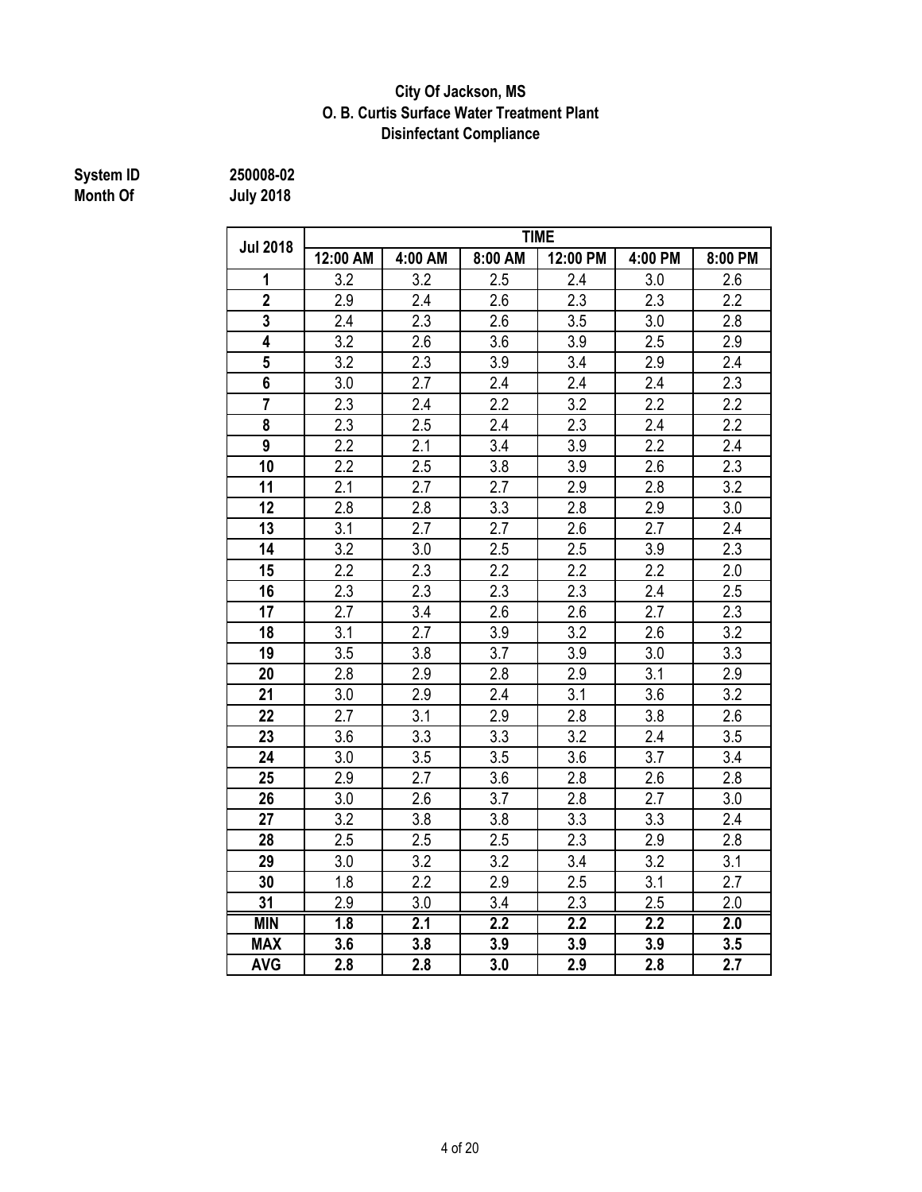**City Of Jackson, MS**
**O. B. Curtis Surface Water Treatment Plant**
**Disinfectant Compliance**

**System ID** 250008-02
**Month Of** July 2018

| Jul 2018 | TIME | | | | | |
|---|---|---|---|---|---|---|
| | 12:00 AM | 4:00 AM | 8:00 AM | 12:00 PM | 4:00 PM | 8:00 PM |
| 1 | 3.2 | 3.2 | 2.5 | 2.4 | 3.0 | 2.6 |
| 2 | 2.9 | 2.4 | 2.6 | 2.3 | 2.3 | 2.2 |
| 3 | 2.4 | 2.3 | 2.6 | 3.5 | 3.0 | 2.8 |
| 4 | 3.2 | 2.6 | 3.6 | 3.9 | 2.5 | 2.9 |
| 5 | 3.2 | 2.3 | 3.9 | 3.4 | 2.9 | 2.4 |
| 6 | 3.0 | 2.7 | 2.4 | 2.4 | 2.4 | 2.3 |
| 7 | 2.3 | 2.4 | 2.2 | 3.2 | 2.2 | 2.2 |
| 8 | 2.3 | 2.5 | 2.4 | 2.3 | 2.4 | 2.2 |
| 9 | 2.2 | 2.1 | 3.4 | 3.9 | 2.2 | 2.4 |
| 10 | 2.2 | 2.5 | 3.8 | 3.9 | 2.6 | 2.3 |
| 11 | 2.1 | 2.7 | 2.7 | 2.9 | 2.8 | 3.2 |
| 12 | 2.8 | 2.8 | 3.3 | 2.8 | 2.9 | 3.0 |
| 13 | 3.1 | 2.7 | 2.7 | 2.6 | 2.7 | 2.4 |
| 14 | 3.2 | 3.0 | 2.5 | 2.5 | 3.9 | 2.3 |
| 15 | 2.2 | 2.3 | 2.2 | 2.2 | 2.2 | 2.0 |
| 16 | 2.3 | 2.3 | 2.3 | 2.3 | 2.4 | 2.5 |
| 17 | 2.7 | 3.4 | 2.6 | 2.6 | 2.7 | 2.3 |
| 18 | 3.1 | 2.7 | 3.9 | 3.2 | 2.6 | 3.2 |
| 19 | 3.5 | 3.8 | 3.7 | 3.9 | 3.0 | 3.3 |
| 20 | 2.8 | 2.9 | 2.8 | 2.9 | 3.1 | 2.9 |
| 21 | 3.0 | 2.9 | 2.4 | 3.1 | 3.6 | 3.2 |
| 22 | 2.7 | 3.1 | 2.9 | 2.8 | 3.8 | 2.6 |
| 23 | 3.6 | 3.3 | 3.3 | 3.2 | 2.4 | 3.5 |
| 24 | 3.0 | 3.5 | 3.5 | 3.6 | 3.7 | 3.4 |
| 25 | 2.9 | 2.7 | 3.6 | 2.8 | 2.6 | 2.8 |
| 26 | 3.0 | 2.6 | 3.7 | 2.8 | 2.7 | 3.0 |
| 27 | 3.2 | 3.8 | 3.8 | 3.3 | 3.3 | 2.4 |
| 28 | 2.5 | 2.5 | 2.5 | 2.3 | 2.9 | 2.8 |
| 29 | 3.0 | 3.2 | 3.2 | 3.4 | 3.2 | 3.1 |
| 30 | 1.8 | 2.2 | 2.9 | 2.5 | 3.1 | 2.7 |
| 31 | 2.9 | 3.0 | 3.4 | 2.3 | 2.5 | 2.0 |
| **MIN** | **1.8** | **2.1** | **2.2** | **2.2** | **2.2** | **2.0** |
| **MAX** | **3.6** | **3.8** | **3.9** | **3.9** | **3.9** | **3.5** |
| **AVG** | **2.8** | **2.8** | **3.0** | **2.9** | **2.8** | **2.7** |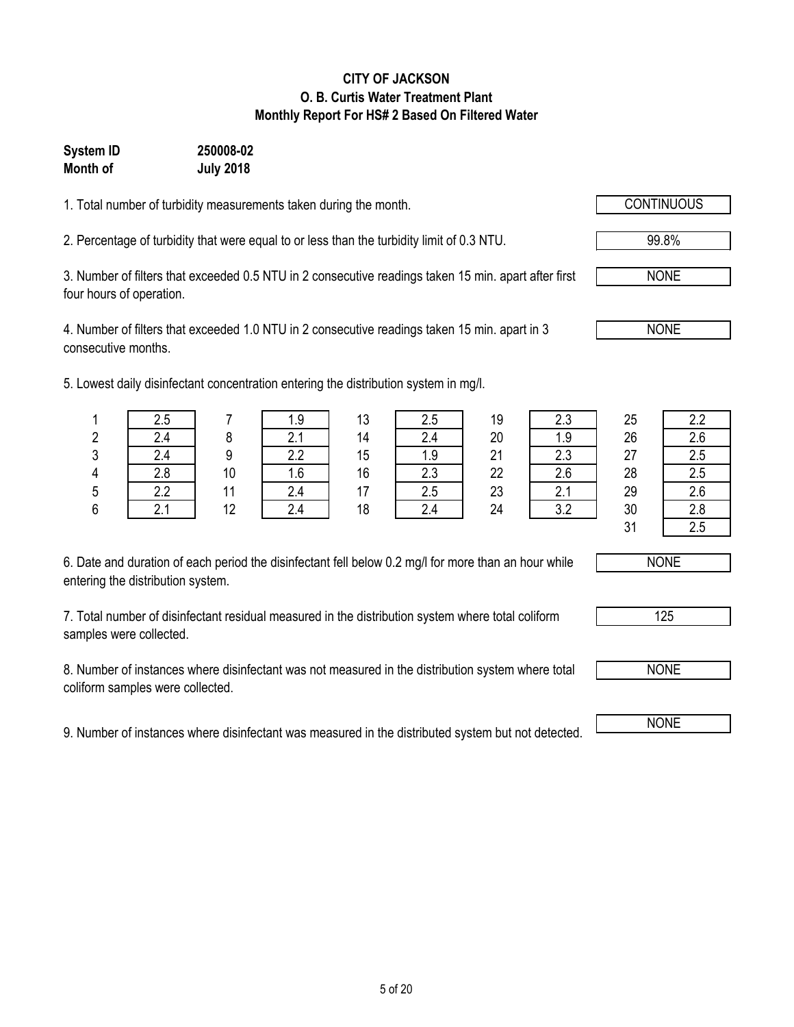**CITY OF JACKSON**
**O. B. Curtis Water Treatment Plant**
**Monthly Report For HS# 2 Based On Filtered Water**

**System ID** **250008-02**
**Month of** **July 2018**

1. Total number of turbidity measurements taken during the month. CONTINUOUS

2. Percentage of turbidity that were equal to or less than the turbidity limit of 0.3 NTU. 99.8%

3. Number of filters that exceeded 0.5 NTU in 2 consecutive readings taken 15 min. apart after first four hours of operation. NONE

4. Number of filters that exceeded 1.0 NTU in 2 consecutive readings taken 15 min. apart in 3 consecutive months. NONE

5. Lowest daily disinfectant concentration entering the distribution system in mg/l.

| Day | mg/l | Day | mg/l | Day | mg/l | Day | mg/l | Day | mg/l |
|---|---|---|---|---|---|---|---|---|---|
| 1 | 2.5 | 7 | 1.9 | 13 | 2.5 | 19 | 2.3 | 25 | 2.2 |
| 2 | 2.4 | 8 | 2.1 | 14 | 2.4 | 20 | 1.9 | 26 | 2.6 |
| 3 | 2.4 | 9 | 2.2 | 15 | 1.9 | 21 | 2.3 | 27 | 2.5 |
| 4 | 2.8 | 10 | 1.6 | 16 | 2.3 | 22 | 2.6 | 28 | 2.5 |
| 5 | 2.2 | 11 | 2.4 | 17 | 2.5 | 23 | 2.1 | 29 | 2.6 |
| 6 | 2.1 | 12 | 2.4 | 18 | 2.4 | 24 | 3.2 | 30 | 2.8 |
| | | | | | | | | 31 | 2.5 |

6. Date and duration of each period the disinfectant fell below 0.2 mg/l for more than an hour while entering the distribution system. NONE

7. Total number of disinfectant residual measured in the distribution system where total coliform samples were collected. 125

8. Number of instances where disinfectant was not measured in the distribution system where total coliform samples were collected. NONE

9. Number of instances where disinfectant was measured in the distributed system but not detected. NONE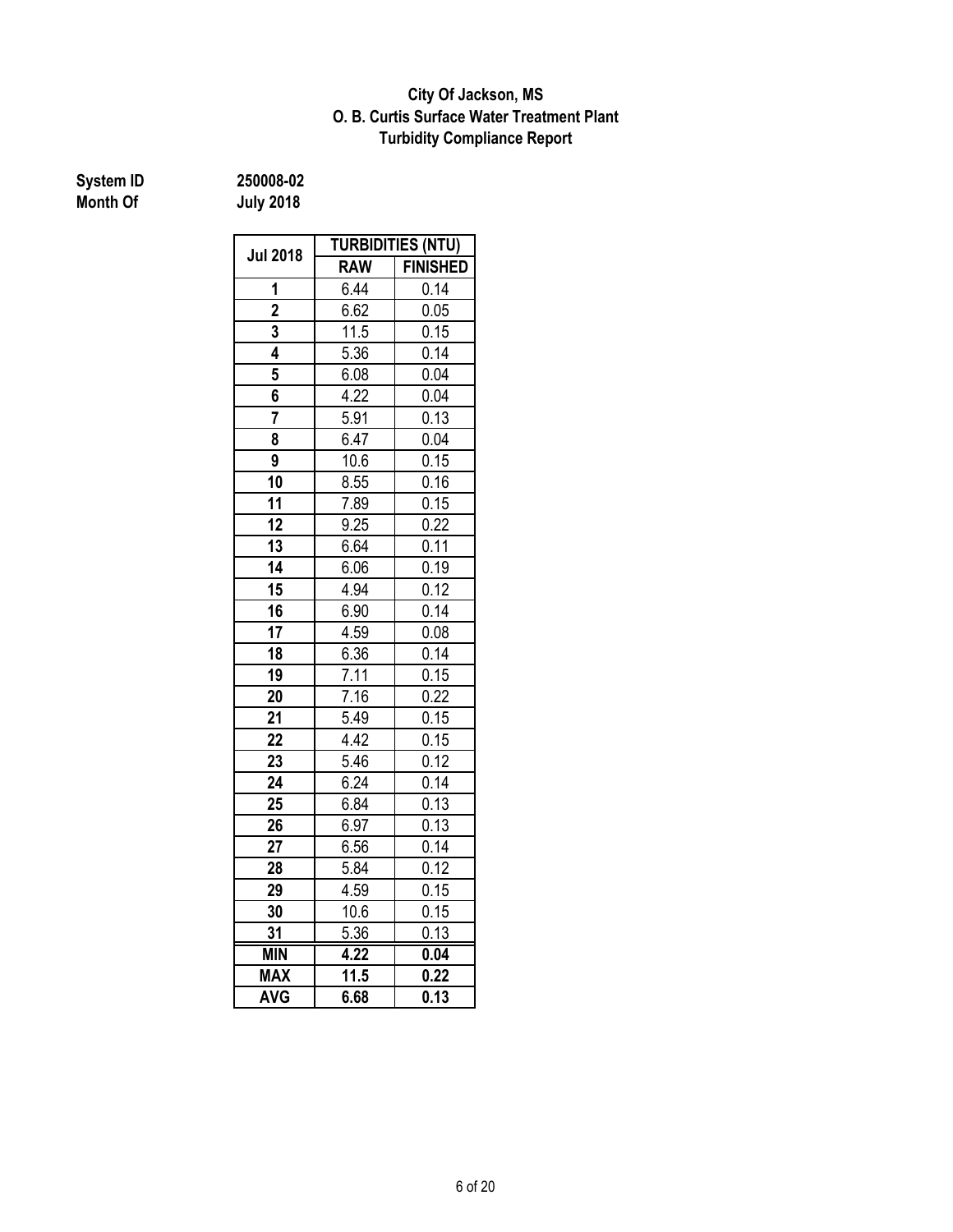**City Of Jackson, MS**
**O. B. Curtis Surface Water Treatment Plant**
**Turbidity Compliance Report**

**System ID** 250008-02
**Month Of** July 2018

| Jul 2018 | TURBIDITIES (NTU) | |
|---|---|---|
| | RAW | FINISHED |
| 1 | 6.44 | 0.14 |
| 2 | 6.62 | 0.05 |
| 3 | 11.5 | 0.15 |
| 4 | 5.36 | 0.14 |
| 5 | 6.08 | 0.04 |
| 6 | 4.22 | 0.04 |
| 7 | 5.91 | 0.13 |
| 8 | 6.47 | 0.04 |
| 9 | 10.6 | 0.15 |
| 10 | 8.55 | 0.16 |
| 11 | 7.89 | 0.15 |
| 12 | 9.25 | 0.22 |
| 13 | 6.64 | 0.11 |
| 14 | 6.06 | 0.19 |
| 15 | 4.94 | 0.12 |
| 16 | 6.90 | 0.14 |
| 17 | 4.59 | 0.08 |
| 18 | 6.36 | 0.14 |
| 19 | 7.11 | 0.15 |
| 20 | 7.16 | 0.22 |
| 21 | 5.49 | 0.15 |
| 22 | 4.42 | 0.15 |
| 23 | 5.46 | 0.12 |
| 24 | 6.24 | 0.14 |
| 25 | 6.84 | 0.13 |
| 26 | 6.97 | 0.13 |
| 27 | 6.56 | 0.14 |
| 28 | 5.84 | 0.12 |
| 29 | 4.59 | 0.15 |
| 30 | 10.6 | 0.15 |
| 31 | 5.36 | 0.13 |
| **MIN** | **4.22** | **0.04** |
| **MAX** | **11.5** | **0.22** |
| **AVG** | **6.68** | **0.13** |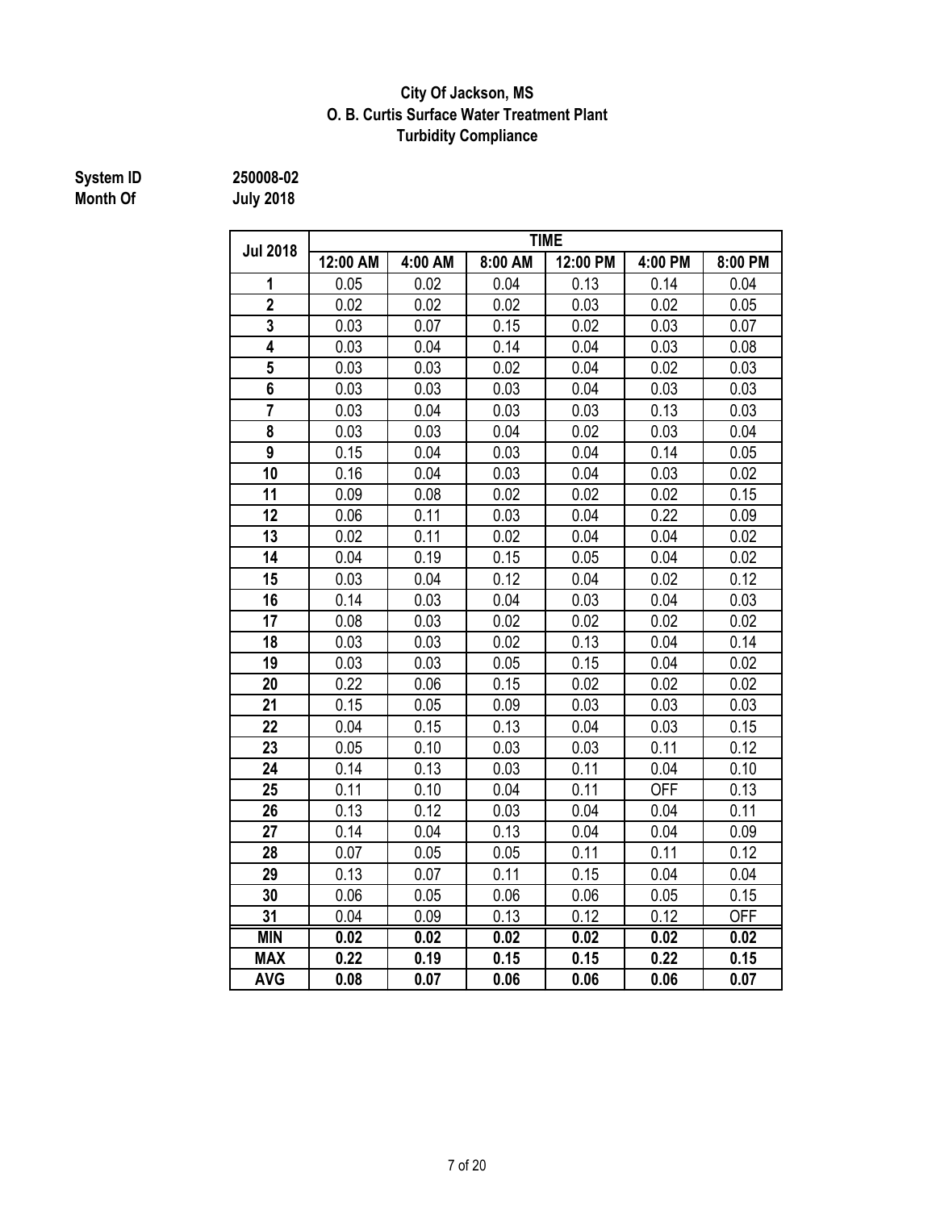# City Of Jackson, MS
## O. B. Curtis Surface Water Treatment Plant
## Turbidity Compliance

**System ID** 250008-02
**Month Of** July 2018

| Jul 2018 | TIME | | | | | |
|---|---|---|---|---|---|---|
| | 12:00 AM | 4:00 AM | 8:00 AM | 12:00 PM | 4:00 PM | 8:00 PM |
| 1 | 0.05 | 0.02 | 0.04 | 0.13 | 0.14 | 0.04 |
| 2 | 0.02 | 0.02 | 0.02 | 0.03 | 0.02 | 0.05 |
| 3 | 0.03 | 0.07 | 0.15 | 0.02 | 0.03 | 0.07 |
| 4 | 0.03 | 0.04 | 0.14 | 0.04 | 0.03 | 0.08 |
| 5 | 0.03 | 0.03 | 0.02 | 0.04 | 0.02 | 0.03 |
| 6 | 0.03 | 0.03 | 0.03 | 0.04 | 0.03 | 0.03 |
| 7 | 0.03 | 0.04 | 0.03 | 0.03 | 0.13 | 0.03 |
| 8 | 0.03 | 0.03 | 0.04 | 0.02 | 0.03 | 0.04 |
| 9 | 0.15 | 0.04 | 0.03 | 0.04 | 0.14 | 0.05 |
| 10 | 0.16 | 0.04 | 0.03 | 0.04 | 0.03 | 0.02 |
| 11 | 0.09 | 0.08 | 0.02 | 0.02 | 0.02 | 0.15 |
| 12 | 0.06 | 0.11 | 0.03 | 0.04 | 0.22 | 0.09 |
| 13 | 0.02 | 0.11 | 0.02 | 0.04 | 0.04 | 0.02 |
| 14 | 0.04 | 0.19 | 0.15 | 0.05 | 0.04 | 0.02 |
| 15 | 0.03 | 0.04 | 0.12 | 0.04 | 0.02 | 0.12 |
| 16 | 0.14 | 0.03 | 0.04 | 0.03 | 0.04 | 0.03 |
| 17 | 0.08 | 0.03 | 0.02 | 0.02 | 0.02 | 0.02 |
| 18 | 0.03 | 0.03 | 0.02 | 0.13 | 0.04 | 0.14 |
| 19 | 0.03 | 0.03 | 0.05 | 0.15 | 0.04 | 0.02 |
| 20 | 0.22 | 0.06 | 0.15 | 0.02 | 0.02 | 0.02 |
| 21 | 0.15 | 0.05 | 0.09 | 0.03 | 0.03 | 0.03 |
| 22 | 0.04 | 0.15 | 0.13 | 0.04 | 0.03 | 0.15 |
| 23 | 0.05 | 0.10 | 0.03 | 0.03 | 0.11 | 0.12 |
| 24 | 0.14 | 0.13 | 0.03 | 0.11 | 0.04 | 0.10 |
| 25 | 0.11 | 0.10 | 0.04 | 0.11 | OFF | 0.13 |
| 26 | 0.13 | 0.12 | 0.03 | 0.04 | 0.04 | 0.11 |
| 27 | 0.14 | 0.04 | 0.13 | 0.04 | 0.04 | 0.09 |
| 28 | 0.07 | 0.05 | 0.05 | 0.11 | 0.11 | 0.12 |
| 29 | 0.13 | 0.07 | 0.11 | 0.15 | 0.04 | 0.04 |
| 30 | 0.06 | 0.05 | 0.06 | 0.06 | 0.05 | 0.15 |
| 31 | 0.04 | 0.09 | 0.13 | 0.12 | 0.12 | OFF |
| **MIN** | **0.02** | **0.02** | **0.02** | **0.02** | **0.02** | **0.02** |
| **MAX** | **0.22** | **0.19** | **0.15** | **0.15** | **0.22** | **0.15** |
| **AVG** | **0.08** | **0.07** | **0.06** | **0.06** | **0.06** | **0.07** |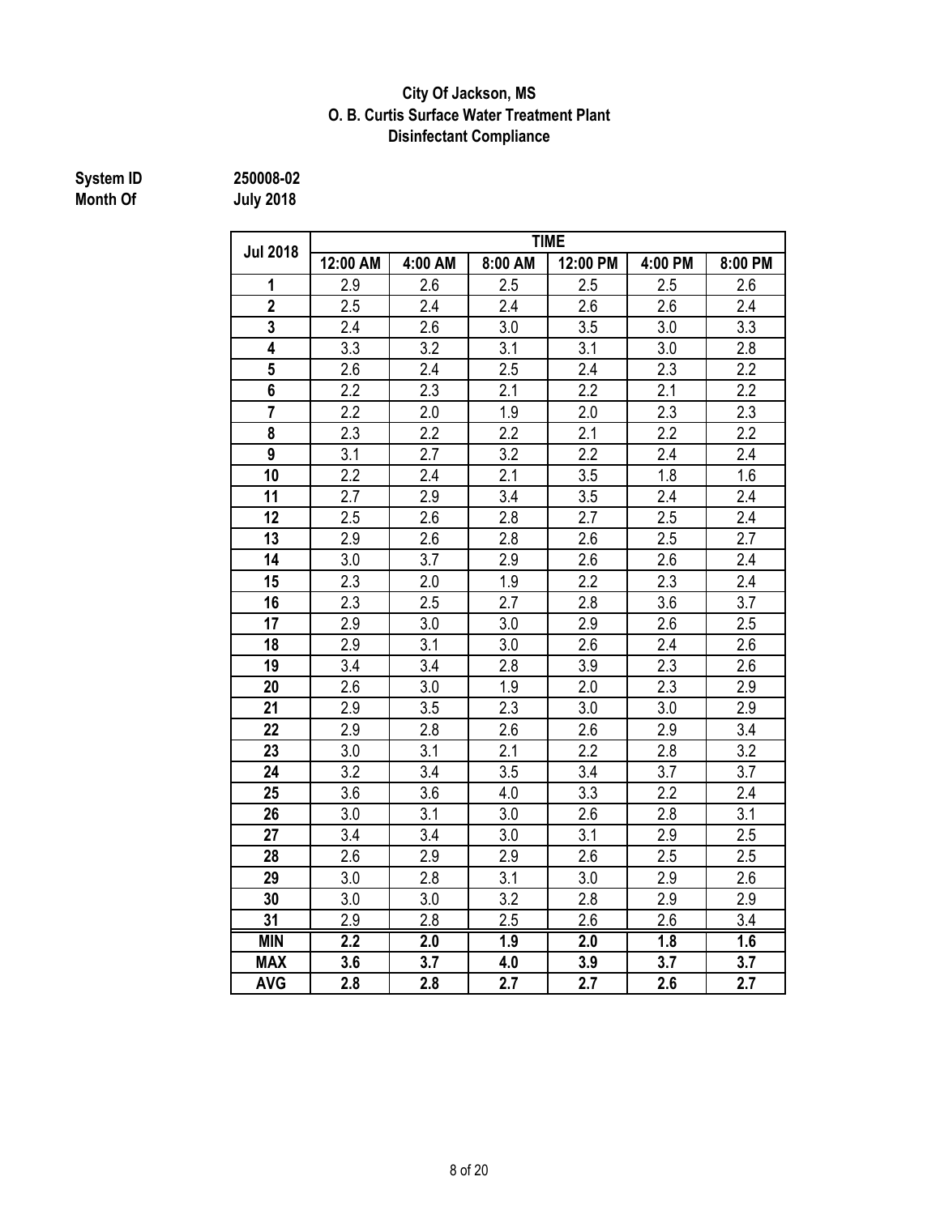**City Of Jackson, MS**
**O. B. Curtis Surface Water Treatment Plant**
**Disinfectant Compliance**

**System ID** 250008-02
**Month Of** July 2018

| Jul 2018 | TIME | | | | | |
|---|---|---|---|---|---|---|
| | 12:00 AM | 4:00 AM | 8:00 AM | 12:00 PM | 4:00 PM | 8:00 PM |
| **1** | 2.9 | 2.6 | 2.5 | 2.5 | 2.5 | 2.6 |
| **2** | 2.5 | 2.4 | 2.4 | 2.6 | 2.6 | 2.4 |
| **3** | 2.4 | 2.6 | 3.0 | 3.5 | 3.0 | 3.3 |
| **4** | 3.3 | 3.2 | 3.1 | 3.1 | 3.0 | 2.8 |
| **5** | 2.6 | 2.4 | 2.5 | 2.4 | 2.3 | 2.2 |
| **6** | 2.2 | 2.3 | 2.1 | 2.2 | 2.1 | 2.2 |
| **7** | 2.2 | 2.0 | 1.9 | 2.0 | 2.3 | 2.3 |
| **8** | 2.3 | 2.2 | 2.2 | 2.1 | 2.2 | 2.2 |
| **9** | 3.1 | 2.7 | 3.2 | 2.2 | 2.4 | 2.4 |
| **10** | 2.2 | 2.4 | 2.1 | 3.5 | 1.8 | 1.6 |
| **11** | 2.7 | 2.9 | 3.4 | 3.5 | 2.4 | 2.4 |
| **12** | 2.5 | 2.6 | 2.8 | 2.7 | 2.5 | 2.4 |
| **13** | 2.9 | 2.6 | 2.8 | 2.6 | 2.5 | 2.7 |
| **14** | 3.0 | 3.7 | 2.9 | 2.6 | 2.6 | 2.4 |
| **15** | 2.3 | 2.0 | 1.9 | 2.2 | 2.3 | 2.4 |
| **16** | 2.3 | 2.5 | 2.7 | 2.8 | 3.6 | 3.7 |
| **17** | 2.9 | 3.0 | 3.0 | 2.9 | 2.6 | 2.5 |
| **18** | 2.9 | 3.1 | 3.0 | 2.6 | 2.4 | 2.6 |
| **19** | 3.4 | 3.4 | 2.8 | 3.9 | 2.3 | 2.6 |
| **20** | 2.6 | 3.0 | 1.9 | 2.0 | 2.3 | 2.9 |
| **21** | 2.9 | 3.5 | 2.3 | 3.0 | 3.0 | 2.9 |
| **22** | 2.9 | 2.8 | 2.6 | 2.6 | 2.9 | 3.4 |
| **23** | 3.0 | 3.1 | 2.1 | 2.2 | 2.8 | 3.2 |
| **24** | 3.2 | 3.4 | 3.5 | 3.4 | 3.7 | 3.7 |
| **25** | 3.6 | 3.6 | 4.0 | 3.3 | 2.2 | 2.4 |
| **26** | 3.0 | 3.1 | 3.0 | 2.6 | 2.8 | 3.1 |
| **27** | 3.4 | 3.4 | 3.0 | 3.1 | 2.9 | 2.5 |
| **28** | 2.6 | 2.9 | 2.9 | 2.6 | 2.5 | 2.5 |
| **29** | 3.0 | 2.8 | 3.1 | 3.0 | 2.9 | 2.6 |
| **30** | 3.0 | 3.0 | 3.2 | 2.8 | 2.9 | 2.9 |
| **31** | 2.9 | 2.8 | 2.5 | 2.6 | 2.6 | 3.4 |
| **MIN** | **2.2** | **2.0** | **1.9** | **2.0** | **1.8** | **1.6** |
| **MAX** | **3.6** | **3.7** | **4.0** | **3.9** | **3.7** | **3.7** |
| **AVG** | **2.8** | **2.8** | **2.7** | **2.7** | **2.6** | **2.7** |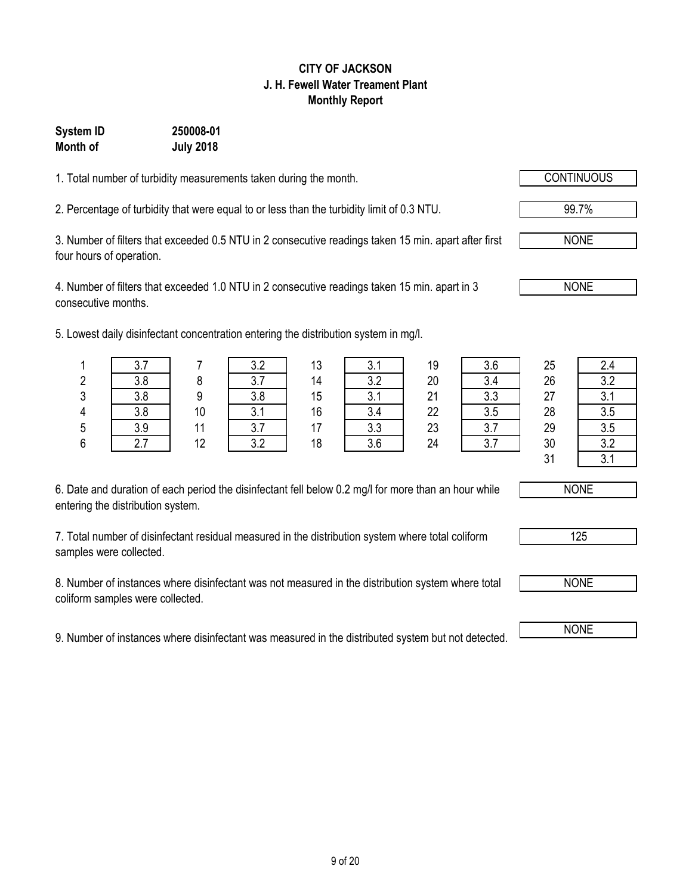**CITY OF JACKSON**
**J. H. Fewell Water Treament Plant**
**Monthly Report**

**System ID** **250008-01**
**Month of** **July 2018**

1. Total number of turbidity measurements taken during the month. CONTINUOUS

2. Percentage of turbidity that were equal to or less than the turbidity limit of 0.3 NTU. 99.7%

3. Number of filters that exceeded 0.5 NTU in 2 consecutive readings taken 15 min. apart after first four hours of operation. NONE

4. Number of filters that exceeded 1.0 NTU in 2 consecutive readings taken 15 min. apart in 3 consecutive months. NONE

5. Lowest daily disinfectant concentration entering the distribution system in mg/l.

| Day | mg/l | Day | mg/l | Day | mg/l | Day | mg/l | Day | mg/l |
|---|---|---|---|---|---|---|---|---|---|
| 1 | 3.7 | 7 | 3.2 | 13 | 3.1 | 19 | 3.6 | 25 | 2.4 |
| 2 | 3.8 | 8 | 3.7 | 14 | 3.2 | 20 | 3.4 | 26 | 3.2 |
| 3 | 3.8 | 9 | 3.8 | 15 | 3.1 | 21 | 3.3 | 27 | 3.1 |
| 4 | 3.8 | 10 | 3.1 | 16 | 3.4 | 22 | 3.5 | 28 | 3.5 |
| 5 | 3.9 | 11 | 3.7 | 17 | 3.3 | 23 | 3.7 | 29 | 3.5 |
| 6 | 2.7 | 12 | 3.2 | 18 | 3.6 | 24 | 3.7 | 30 | 3.2 |
| | | | | | | | | 31 | 3.1 |

6. Date and duration of each period the disinfectant fell below 0.2 mg/l for more than an hour while entering the distribution system. NONE

7. Total number of disinfectant residual measured in the distribution system where total coliform samples were collected. 125

8. Number of instances where disinfectant was not measured in the distribution system where total coliform samples were collected. NONE

9. Number of instances where disinfectant was measured in the distributed system but not detected. NONE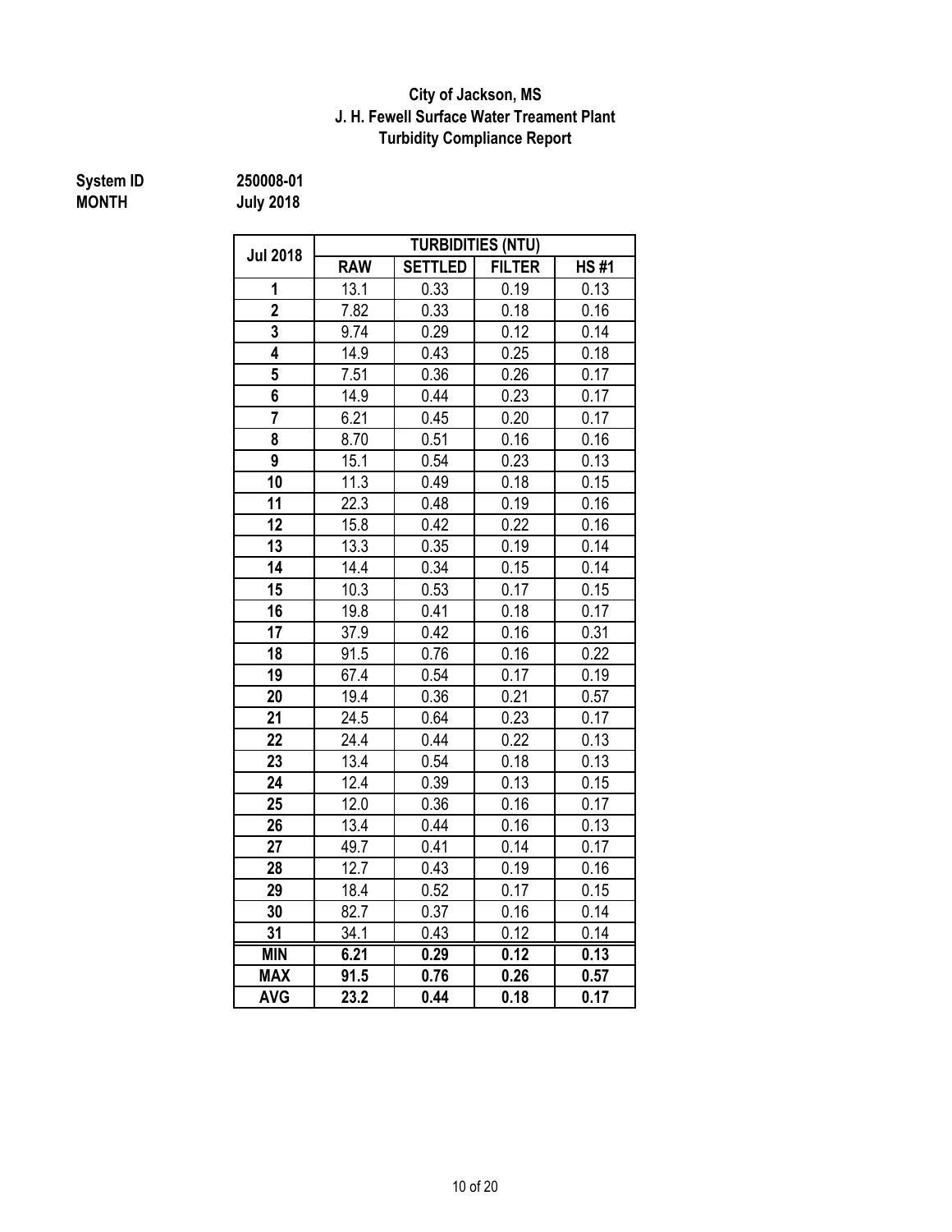**City of Jackson, MS**
**J. H. Fewell Surface Water Treament Plant**
**Turbidity Compliance Report**

**System ID** **250008-01**
**MONTH** **July 2018**

| Jul 2018 | TURBIDITIES (NTU) | | | |
|---|---|---|---|---|
| | RAW | SETTLED | FILTER | HS #1 |
| 1 | 13.1 | 0.33 | 0.19 | 0.13 |
| 2 | 7.82 | 0.33 | 0.18 | 0.16 |
| 3 | 9.74 | 0.29 | 0.12 | 0.14 |
| 4 | 14.9 | 0.43 | 0.25 | 0.18 |
| 5 | 7.51 | 0.36 | 0.26 | 0.17 |
| 6 | 14.9 | 0.44 | 0.23 | 0.17 |
| 7 | 6.21 | 0.45 | 0.20 | 0.17 |
| 8 | 8.70 | 0.51 | 0.16 | 0.16 |
| 9 | 15.1 | 0.54 | 0.23 | 0.13 |
| 10 | 11.3 | 0.49 | 0.18 | 0.15 |
| 11 | 22.3 | 0.48 | 0.19 | 0.16 |
| 12 | 15.8 | 0.42 | 0.22 | 0.16 |
| 13 | 13.3 | 0.35 | 0.19 | 0.14 |
| 14 | 14.4 | 0.34 | 0.15 | 0.14 |
| 15 | 10.3 | 0.53 | 0.17 | 0.15 |
| 16 | 19.8 | 0.41 | 0.18 | 0.17 |
| 17 | 37.9 | 0.42 | 0.16 | 0.31 |
| 18 | 91.5 | 0.76 | 0.16 | 0.22 |
| 19 | 67.4 | 0.54 | 0.17 | 0.19 |
| 20 | 19.4 | 0.36 | 0.21 | 0.57 |
| 21 | 24.5 | 0.64 | 0.23 | 0.17 |
| 22 | 24.4 | 0.44 | 0.22 | 0.13 |
| 23 | 13.4 | 0.54 | 0.18 | 0.13 |
| 24 | 12.4 | 0.39 | 0.13 | 0.15 |
| 25 | 12.0 | 0.36 | 0.16 | 0.17 |
| 26 | 13.4 | 0.44 | 0.16 | 0.13 |
| 27 | 49.7 | 0.41 | 0.14 | 0.17 |
| 28 | 12.7 | 0.43 | 0.19 | 0.16 |
| 29 | 18.4 | 0.52 | 0.17 | 0.15 |
| 30 | 82.7 | 0.37 | 0.16 | 0.14 |
| 31 | 34.1 | 0.43 | 0.12 | 0.14 |
| **MIN** | **6.21** | **0.29** | **0.12** | **0.13** |
| **MAX** | **91.5** | **0.76** | **0.26** | **0.57** |
| **AVG** | **23.2** | **0.44** | **0.18** | **0.17** |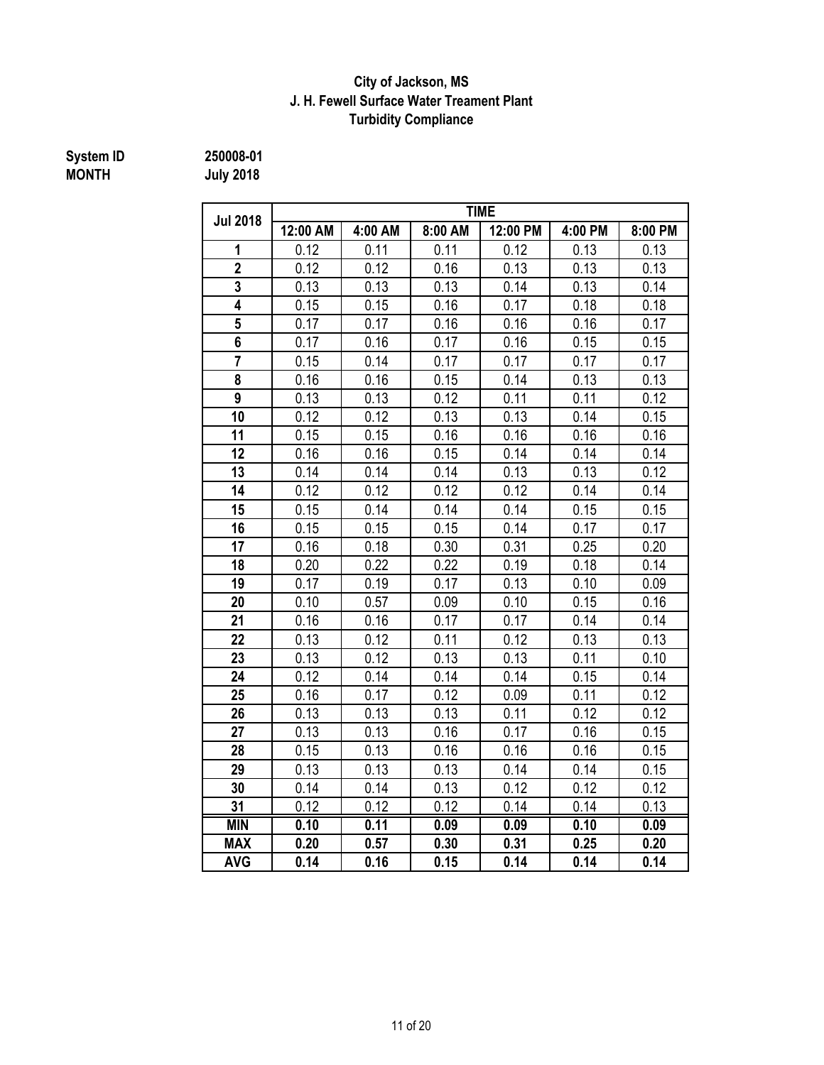**City of Jackson, MS**
**J. H. Fewell Surface Water Treament Plant**
**Turbidity Compliance**

**System ID** **250008-01**
**MONTH** **July 2018**

| Jul 2018 | TIME | | | | | |
|---|---|---|---|---|---|---|
| | 12:00 AM | 4:00 AM | 8:00 AM | 12:00 PM | 4:00 PM | 8:00 PM |
| 1 | 0.12 | 0.11 | 0.11 | 0.12 | 0.13 | 0.13 |
| 2 | 0.12 | 0.12 | 0.16 | 0.13 | 0.13 | 0.13 |
| 3 | 0.13 | 0.13 | 0.13 | 0.14 | 0.13 | 0.14 |
| 4 | 0.15 | 0.15 | 0.16 | 0.17 | 0.18 | 0.18 |
| 5 | 0.17 | 0.17 | 0.16 | 0.16 | 0.16 | 0.17 |
| 6 | 0.17 | 0.16 | 0.17 | 0.16 | 0.15 | 0.15 |
| 7 | 0.15 | 0.14 | 0.17 | 0.17 | 0.17 | 0.17 |
| 8 | 0.16 | 0.16 | 0.15 | 0.14 | 0.13 | 0.13 |
| 9 | 0.13 | 0.13 | 0.12 | 0.11 | 0.11 | 0.12 |
| 10 | 0.12 | 0.12 | 0.13 | 0.13 | 0.14 | 0.15 |
| 11 | 0.15 | 0.15 | 0.16 | 0.16 | 0.16 | 0.16 |
| 12 | 0.16 | 0.16 | 0.15 | 0.14 | 0.14 | 0.14 |
| 13 | 0.14 | 0.14 | 0.14 | 0.13 | 0.13 | 0.12 |
| 14 | 0.12 | 0.12 | 0.12 | 0.12 | 0.14 | 0.14 |
| 15 | 0.15 | 0.14 | 0.14 | 0.14 | 0.15 | 0.15 |
| 16 | 0.15 | 0.15 | 0.15 | 0.14 | 0.17 | 0.17 |
| 17 | 0.16 | 0.18 | 0.30 | 0.31 | 0.25 | 0.20 |
| 18 | 0.20 | 0.22 | 0.22 | 0.19 | 0.18 | 0.14 |
| 19 | 0.17 | 0.19 | 0.17 | 0.13 | 0.10 | 0.09 |
| 20 | 0.10 | 0.57 | 0.09 | 0.10 | 0.15 | 0.16 |
| 21 | 0.16 | 0.16 | 0.17 | 0.17 | 0.14 | 0.14 |
| 22 | 0.13 | 0.12 | 0.11 | 0.12 | 0.13 | 0.13 |
| 23 | 0.13 | 0.12 | 0.13 | 0.13 | 0.11 | 0.10 |
| 24 | 0.12 | 0.14 | 0.14 | 0.14 | 0.15 | 0.14 |
| 25 | 0.16 | 0.17 | 0.12 | 0.09 | 0.11 | 0.12 |
| 26 | 0.13 | 0.13 | 0.13 | 0.11 | 0.12 | 0.12 |
| 27 | 0.13 | 0.13 | 0.16 | 0.17 | 0.16 | 0.15 |
| 28 | 0.15 | 0.13 | 0.16 | 0.16 | 0.16 | 0.15 |
| 29 | 0.13 | 0.13 | 0.13 | 0.14 | 0.14 | 0.15 |
| 30 | 0.14 | 0.14 | 0.13 | 0.12 | 0.12 | 0.12 |
| 31 | 0.12 | 0.12 | 0.12 | 0.14 | 0.14 | 0.13 |
| **MIN** | **0.10** | **0.11** | **0.09** | **0.09** | **0.10** | **0.09** |
| **MAX** | **0.20** | **0.57** | **0.30** | **0.31** | **0.25** | **0.20** |
| **AVG** | **0.14** | **0.16** | **0.15** | **0.14** | **0.14** | **0.14** |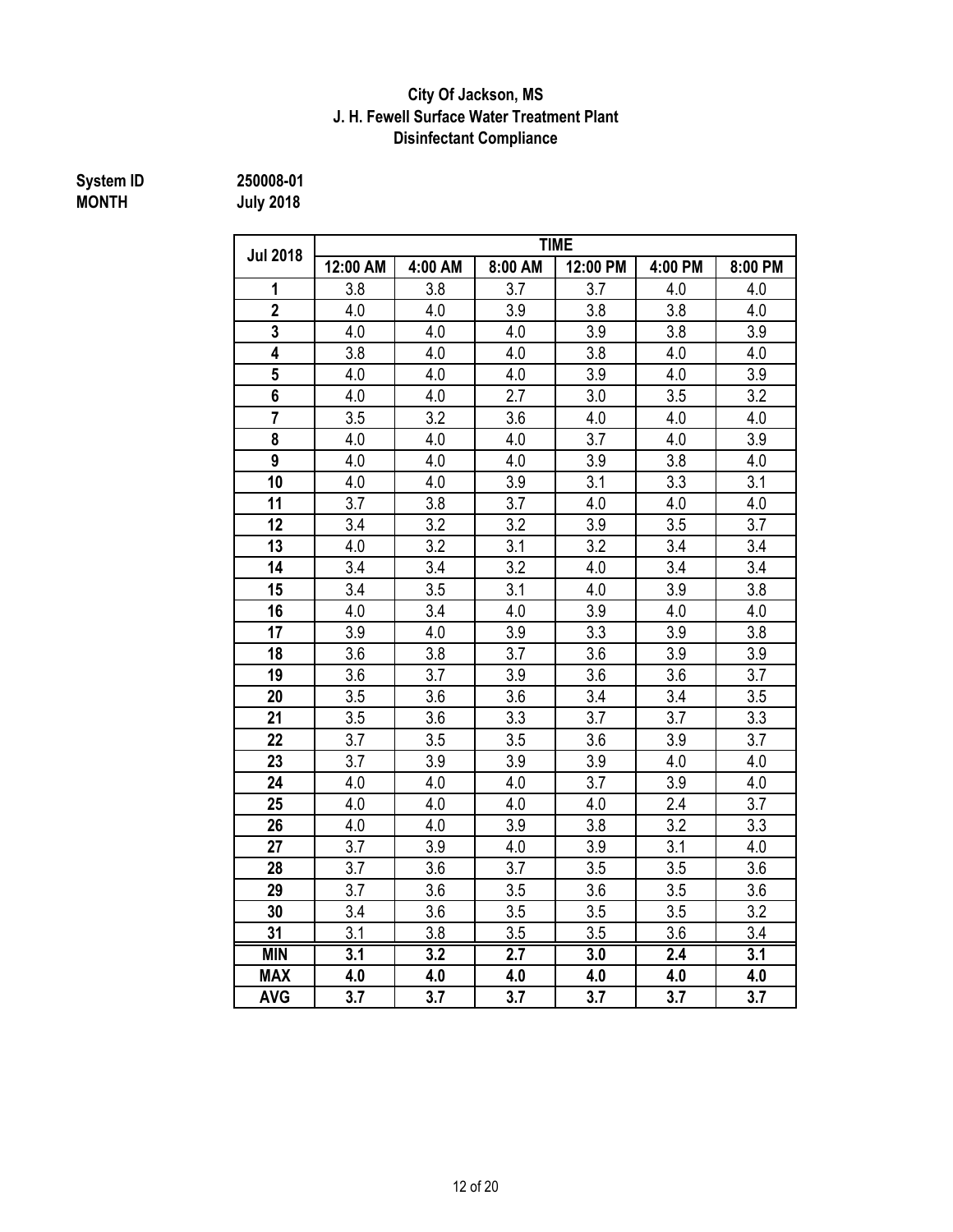**City Of Jackson, MS**
**J. H. Fewell Surface Water Treatment Plant**
**Disinfectant Compliance**

**System ID** **250008-01**
**MONTH** **July 2018**

| Jul 2018 | TIME | | | | | |
|---|---|---|---|---|---|---|
| | 12:00 AM | 4:00 AM | 8:00 AM | 12:00 PM | 4:00 PM | 8:00 PM |
| 1 | 3.8 | 3.8 | 3.7 | 3.7 | 4.0 | 4.0 |
| 2 | 4.0 | 4.0 | 3.9 | 3.8 | 3.8 | 4.0 |
| 3 | 4.0 | 4.0 | 4.0 | 3.9 | 3.8 | 3.9 |
| 4 | 3.8 | 4.0 | 4.0 | 3.8 | 4.0 | 4.0 |
| 5 | 4.0 | 4.0 | 4.0 | 3.9 | 4.0 | 3.9 |
| 6 | 4.0 | 4.0 | 2.7 | 3.0 | 3.5 | 3.2 |
| 7 | 3.5 | 3.2 | 3.6 | 4.0 | 4.0 | 4.0 |
| 8 | 4.0 | 4.0 | 4.0 | 3.7 | 4.0 | 3.9 |
| 9 | 4.0 | 4.0 | 4.0 | 3.9 | 3.8 | 4.0 |
| 10 | 4.0 | 4.0 | 3.9 | 3.1 | 3.3 | 3.1 |
| 11 | 3.7 | 3.8 | 3.7 | 4.0 | 4.0 | 4.0 |
| 12 | 3.4 | 3.2 | 3.2 | 3.9 | 3.5 | 3.7 |
| 13 | 4.0 | 3.2 | 3.1 | 3.2 | 3.4 | 3.4 |
| 14 | 3.4 | 3.4 | 3.2 | 4.0 | 3.4 | 3.4 |
| 15 | 3.4 | 3.5 | 3.1 | 4.0 | 3.9 | 3.8 |
| 16 | 4.0 | 3.4 | 4.0 | 3.9 | 4.0 | 4.0 |
| 17 | 3.9 | 4.0 | 3.9 | 3.3 | 3.9 | 3.8 |
| 18 | 3.6 | 3.8 | 3.7 | 3.6 | 3.9 | 3.9 |
| 19 | 3.6 | 3.7 | 3.9 | 3.6 | 3.6 | 3.7 |
| 20 | 3.5 | 3.6 | 3.6 | 3.4 | 3.4 | 3.5 |
| 21 | 3.5 | 3.6 | 3.3 | 3.7 | 3.7 | 3.3 |
| 22 | 3.7 | 3.5 | 3.5 | 3.6 | 3.9 | 3.7 |
| 23 | 3.7 | 3.9 | 3.9 | 3.9 | 4.0 | 4.0 |
| 24 | 4.0 | 4.0 | 4.0 | 3.7 | 3.9 | 4.0 |
| 25 | 4.0 | 4.0 | 4.0 | 4.0 | 2.4 | 3.7 |
| 26 | 4.0 | 4.0 | 3.9 | 3.8 | 3.2 | 3.3 |
| 27 | 3.7 | 3.9 | 4.0 | 3.9 | 3.1 | 4.0 |
| 28 | 3.7 | 3.6 | 3.7 | 3.5 | 3.5 | 3.6 |
| 29 | 3.7 | 3.6 | 3.5 | 3.6 | 3.5 | 3.6 |
| 30 | 3.4 | 3.6 | 3.5 | 3.5 | 3.5 | 3.2 |
| 31 | 3.1 | 3.8 | 3.5 | 3.5 | 3.6 | 3.4 |
| **MIN** | **3.1** | **3.2** | **2.7** | **3.0** | **2.4** | **3.1** |
| **MAX** | **4.0** | **4.0** | **4.0** | **4.0** | **4.0** | **4.0** |
| **AVG** | **3.7** | **3.7** | **3.7** | **3.7** | **3.7** | **3.7** |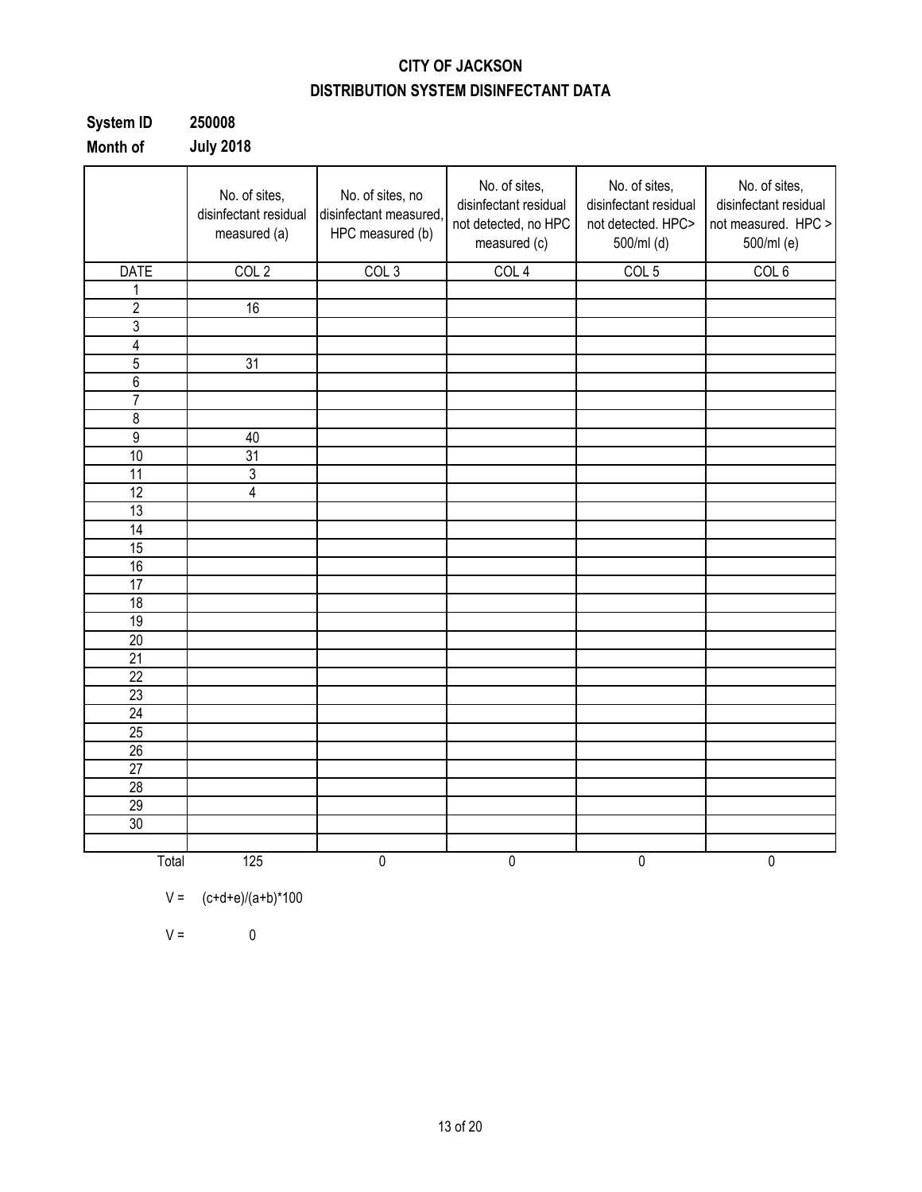# CITY OF JACKSON

## DISTRIBUTION SYSTEM DISINFECTANT DATA

**System ID** **250008**

**Month of** **July 2018**

| | No. of sites, disinfectant residual measured (a) | No. of sites, no disinfectant measured, HPC measured (b) | No. of sites, disinfectant residual not detected, no HPC measured (c) | No. of sites, disinfectant residual not detected. HPC> 500/ml (d) | No. of sites, disinfectant residual not measured. HPC > 500/ml (e) |
|---|---|---|---|---|---|
| DATE | COL 2 | COL 3 | COL 4 | COL 5 | COL 6 |
| 1 | | | | | |
| 2 | 16 | | | | |
| 3 | | | | | |
| 4 | | | | | |
| 5 | 31 | | | | |
| 6 | | | | | |
| 7 | | | | | |
| 8 | | | | | |
| 9 | 40 | | | | |
| 10 | 31 | | | | |
| 11 | 3 | | | | |
| 12 | 4 | | | | |
| 13 | | | | | |
| 14 | | | | | |
| 15 | | | | | |
| 16 | | | | | |
| 17 | | | | | |
| 18 | | | | | |
| 19 | | | | | |
| 20 | | | | | |
| 21 | | | | | |
| 22 | | | | | |
| 23 | | | | | |
| 24 | | | | | |
| 25 | | | | | |
| 26 | | | | | |
| 27 | | | | | |
| 28 | | | | | |
| 29 | | | | | |
| 30 | | | | | |
| | | | | | |
| Total | 125 | 0 | 0 | 0 | 0 |

V = (c+d+e)/(a+b)*100

V = 0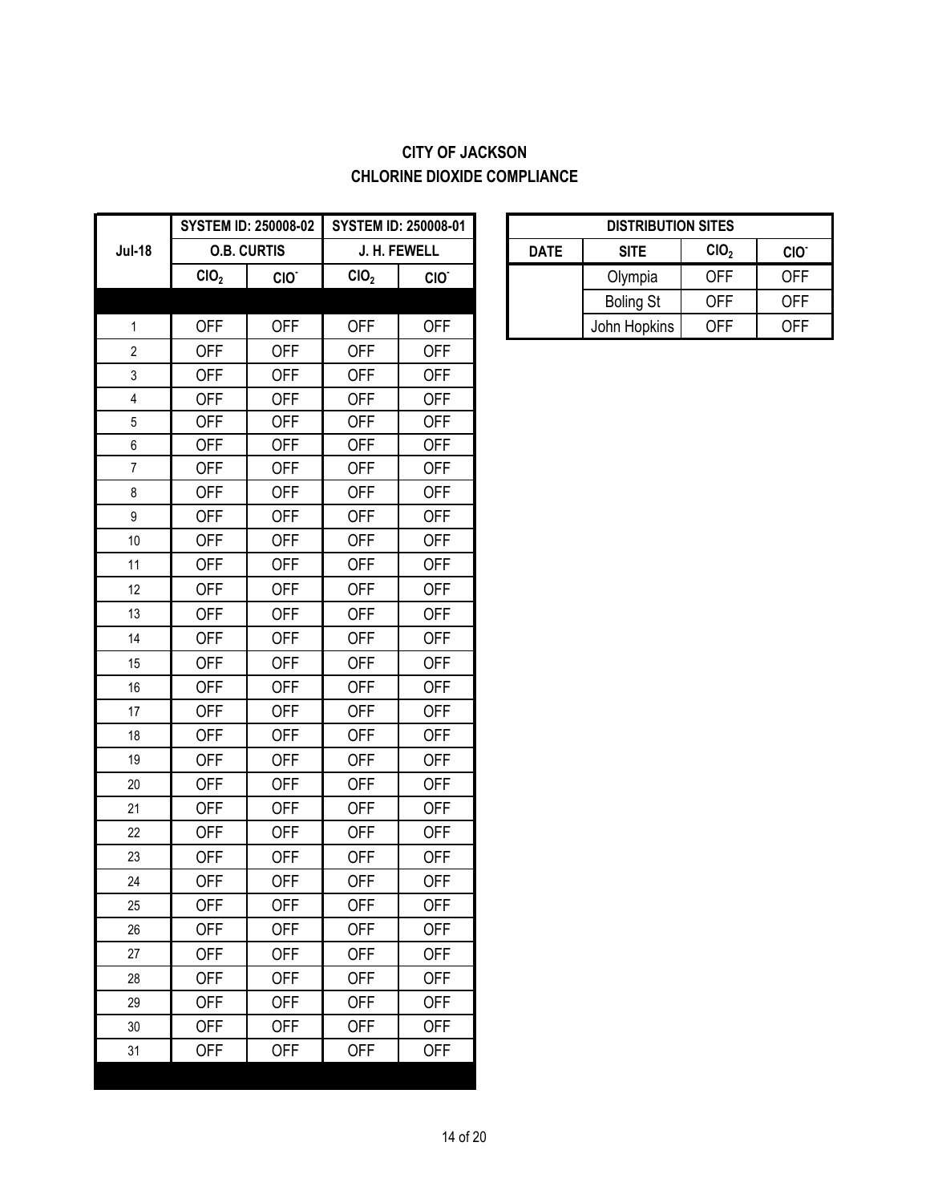**CITY OF JACKSON**
**CHLORINE DIOXIDE COMPLIANCE**

| Jul-18 | SYSTEM ID: 250008-02 | | SYSTEM ID: 250008-01 | |
|---|---|---|---|---|
| | O.B. CURTIS | | J. H. FEWELL | |
| | $ClO_2$ | $ClO^-$ | $ClO_2$ | $ClO^-$ |
| | | | | |
| 1 | OFF | OFF | OFF | OFF |
| 2 | OFF | OFF | OFF | OFF |
| 3 | OFF | OFF | OFF | OFF |
| 4 | OFF | OFF | OFF | OFF |
| 5 | OFF | OFF | OFF | OFF |
| 6 | OFF | OFF | OFF | OFF |
| 7 | OFF | OFF | OFF | OFF |
| 8 | OFF | OFF | OFF | OFF |
| 9 | OFF | OFF | OFF | OFF |
| 10 | OFF | OFF | OFF | OFF |
| 11 | OFF | OFF | OFF | OFF |
| 12 | OFF | OFF | OFF | OFF |
| 13 | OFF | OFF | OFF | OFF |
| 14 | OFF | OFF | OFF | OFF |
| 15 | OFF | OFF | OFF | OFF |
| 16 | OFF | OFF | OFF | OFF |
| 17 | OFF | OFF | OFF | OFF |
| 18 | OFF | OFF | OFF | OFF |
| 19 | OFF | OFF | OFF | OFF |
| 20 | OFF | OFF | OFF | OFF |
| 21 | OFF | OFF | OFF | OFF |
| 22 | OFF | OFF | OFF | OFF |
| 23 | OFF | OFF | OFF | OFF |
| 24 | OFF | OFF | OFF | OFF |
| 25 | OFF | OFF | OFF | OFF |
| 26 | OFF | OFF | OFF | OFF |
| 27 | OFF | OFF | OFF | OFF |
| 28 | OFF | OFF | OFF | OFF |
| 29 | OFF | OFF | OFF | OFF |
| 30 | OFF | OFF | OFF | OFF |
| 31 | OFF | OFF | OFF | OFF |

| DISTRIBUTION SITES | | | |
|---|---|---|---|
| DATE | SITE | $ClO_2$ | $ClO^-$ |
| | Olympia | OFF | OFF |
| | Boling St | OFF | OFF |
| | John Hopkins | OFF | OFF |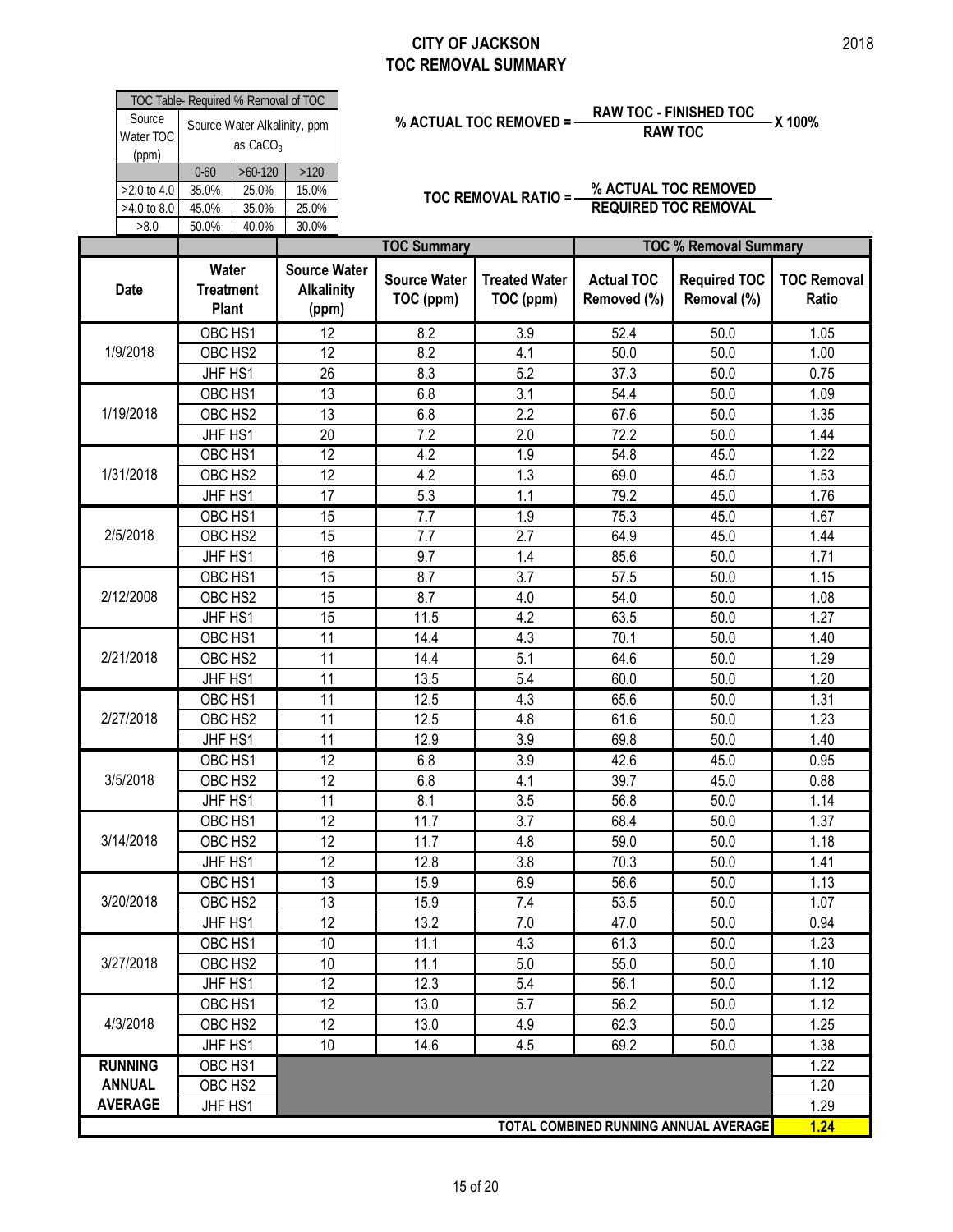# CITY OF JACKSON
## TOC REMOVAL SUMMARY

2018

| TOC Table- Required % Removal of TOC | | | |
|---|---|---|---|
| Source Water TOC (ppm) | Source Water Alkalinity, ppm as $CaCO_3$ | | |
| | 0-60 | >60-120 | >120 |
| >2.0 to 4.0 | 35.0% | 25.0% | 15.0% |
| >4.0 to 8.0 | 45.0% | 35.0% | 25.0% |
| >8.0 | 50.0% | 40.0% | 30.0% |

$$\text{\% ACTUAL TOC REMOVED} = \frac{\text{RAW TOC - FINISHED TOC}}{\text{RAW TOC}} \times 100\%$$

$$\text{TOC REMOVAL RATIO} = \frac{\text{\% ACTUAL TOC REMOVED}}{\text{REQUIRED TOC REMOVAL}}$$

| | | | TOC Summary | | TOC % Removal Summary | | |
|---|---|---|---|---|---|---|---|
| Date | Water Treatment Plant | Source Water Alkalinity (ppm) | Source Water TOC (ppm) | Treated Water TOC (ppm) | Actual TOC Removed (%) | Required TOC Removal (%) | TOC Removal Ratio |
| 1/9/2018 | OBC HS1 | 12 | 8.2 | 3.9 | 52.4 | 50.0 | 1.05 |
| | OBC HS2 | 12 | 8.2 | 4.1 | 50.0 | 50.0 | 1.00 |
| | JHF HS1 | 26 | 8.3 | 5.2 | 37.3 | 50.0 | 0.75 |
| 1/19/2018 | OBC HS1 | 13 | 6.8 | 3.1 | 54.4 | 50.0 | 1.09 |
| | OBC HS2 | 13 | 6.8 | 2.2 | 67.6 | 50.0 | 1.35 |
| | JHF HS1 | 20 | 7.2 | 2.0 | 72.2 | 50.0 | 1.44 |
| 1/31/2018 | OBC HS1 | 12 | 4.2 | 1.9 | 54.8 | 45.0 | 1.22 |
| | OBC HS2 | 12 | 4.2 | 1.3 | 69.0 | 45.0 | 1.53 |
| | JHF HS1 | 17 | 5.3 | 1.1 | 79.2 | 45.0 | 1.76 |
| 2/5/2018 | OBC HS1 | 15 | 7.7 | 1.9 | 75.3 | 45.0 | 1.67 |
| | OBC HS2 | 15 | 7.7 | 2.7 | 64.9 | 45.0 | 1.44 |
| | JHF HS1 | 16 | 9.7 | 1.4 | 85.6 | 50.0 | 1.71 |
| 2/12/2008 | OBC HS1 | 15 | 8.7 | 3.7 | 57.5 | 50.0 | 1.15 |
| | OBC HS2 | 15 | 8.7 | 4.0 | 54.0 | 50.0 | 1.08 |
| | JHF HS1 | 15 | 11.5 | 4.2 | 63.5 | 50.0 | 1.27 |
| 2/21/2018 | OBC HS1 | 11 | 14.4 | 4.3 | 70.1 | 50.0 | 1.40 |
| | OBC HS2 | 11 | 14.4 | 5.1 | 64.6 | 50.0 | 1.29 |
| | JHF HS1 | 11 | 13.5 | 5.4 | 60.0 | 50.0 | 1.20 |
| 2/27/2018 | OBC HS1 | 11 | 12.5 | 4.3 | 65.6 | 50.0 | 1.31 |
| | OBC HS2 | 11 | 12.5 | 4.8 | 61.6 | 50.0 | 1.23 |
| | JHF HS1 | 11 | 12.9 | 3.9 | 69.8 | 50.0 | 1.40 |
| 3/5/2018 | OBC HS1 | 12 | 6.8 | 3.9 | 42.6 | 45.0 | 0.95 |
| | OBC HS2 | 12 | 6.8 | 4.1 | 39.7 | 45.0 | 0.88 |
| | JHF HS1 | 11 | 8.1 | 3.5 | 56.8 | 50.0 | 1.14 |
| 3/14/2018 | OBC HS1 | 12 | 11.7 | 3.7 | 68.4 | 50.0 | 1.37 |
| | OBC HS2 | 12 | 11.7 | 4.8 | 59.0 | 50.0 | 1.18 |
| | JHF HS1 | 12 | 12.8 | 3.8 | 70.3 | 50.0 | 1.41 |
| 3/20/2018 | OBC HS1 | 13 | 15.9 | 6.9 | 56.6 | 50.0 | 1.13 |
| | OBC HS2 | 13 | 15.9 | 7.4 | 53.5 | 50.0 | 1.07 |
| | JHF HS1 | 12 | 13.2 | 7.0 | 47.0 | 50.0 | 0.94 |
| 3/27/2018 | OBC HS1 | 10 | 11.1 | 4.3 | 61.3 | 50.0 | 1.23 |
| | OBC HS2 | 10 | 11.1 | 5.0 | 55.0 | 50.0 | 1.10 |
| | JHF HS1 | 12 | 12.3 | 5.4 | 56.1 | 50.0 | 1.12 |
| 4/3/2018 | OBC HS1 | 12 | 13.0 | 5.7 | 56.2 | 50.0 | 1.12 |
| | OBC HS2 | 12 | 13.0 | 4.9 | 62.3 | 50.0 | 1.25 |
| | JHF HS1 | 10 | 14.6 | 4.5 | 69.2 | 50.0 | 1.38 |
| RUNNING ANNUAL AVERAGE | OBC HS1 | | | | | | 1.22 |
| | OBC HS2 | | | | | | 1.20 |
| | JHF HS1 | | | | | | 1.29 |
| TOTAL COMBINED RUNNING ANNUAL AVERAGE | | | | | | | **1.24** |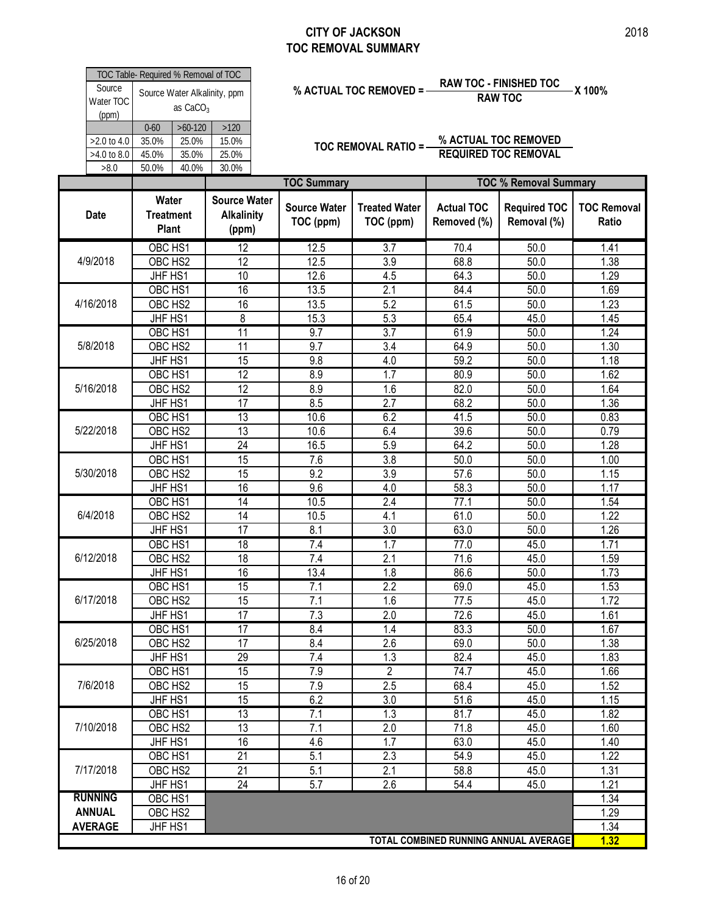# CITY OF JACKSON
## TOC REMOVAL SUMMARY

2018

| TOC Table- Required % Removal of TOC | | | |
|---|---|---|---|
| Source Water TOC (ppm) | Source Water Alkalinity, ppm as $CaCO_3$ | | |
| | 0-60 | >60-120 | >120 |
| >2.0 to 4.0 | 35.0% | 25.0% | 15.0% |
| >4.0 to 8.0 | 45.0% | 35.0% | 25.0% |
| >8.0 | 50.0% | 40.0% | 30.0% |

$$\text{\% ACTUAL TOC REMOVED} = \frac{\text{RAW TOC - FINISHED TOC}}{\text{RAW TOC}} \times 100\%$$

$$\text{TOC REMOVAL RATIO} = \frac{\text{\% ACTUAL TOC REMOVED}}{\text{REQUIRED TOC REMOVAL}}$$

| | | | TOC Summary | | TOC % Removal Summary | | |
|---|---|---|---|---|---|---|---|
| Date | Water Treatment Plant | Source Water Alkalinity (ppm) | Source Water TOC (ppm) | Treated Water TOC (ppm) | Actual TOC Removed (%) | Required TOC Removal (%) | TOC Removal Ratio |
| 4/9/2018 | OBC HS1 | 12 | 12.5 | 3.7 | 70.4 | 50.0 | 1.41 |
| | OBC HS2 | 12 | 12.5 | 3.9 | 68.8 | 50.0 | 1.38 |
| | JHF HS1 | 10 | 12.6 | 4.5 | 64.3 | 50.0 | 1.29 |
| 4/16/2018 | OBC HS1 | 16 | 13.5 | 2.1 | 84.4 | 50.0 | 1.69 |
| | OBC HS2 | 16 | 13.5 | 5.2 | 61.5 | 50.0 | 1.23 |
| | JHF HS1 | 8 | 15.3 | 5.3 | 65.4 | 45.0 | 1.45 |
| 5/8/2018 | OBC HS1 | 11 | 9.7 | 3.7 | 61.9 | 50.0 | 1.24 |
| | OBC HS2 | 11 | 9.7 | 3.4 | 64.9 | 50.0 | 1.30 |
| | JHF HS1 | 15 | 9.8 | 4.0 | 59.2 | 50.0 | 1.18 |
| 5/16/2018 | OBC HS1 | 12 | 8.9 | 1.7 | 80.9 | 50.0 | 1.62 |
| | OBC HS2 | 12 | 8.9 | 1.6 | 82.0 | 50.0 | 1.64 |
| | JHF HS1 | 17 | 8.5 | 2.7 | 68.2 | 50.0 | 1.36 |
| 5/22/2018 | OBC HS1 | 13 | 10.6 | 6.2 | 41.5 | 50.0 | 0.83 |
| | OBC HS2 | 13 | 10.6 | 6.4 | 39.6 | 50.0 | 0.79 |
| | JHF HS1 | 24 | 16.5 | 5.9 | 64.2 | 50.0 | 1.28 |
| 5/30/2018 | OBC HS1 | 15 | 7.6 | 3.8 | 50.0 | 50.0 | 1.00 |
| | OBC HS2 | 15 | 9.2 | 3.9 | 57.6 | 50.0 | 1.15 |
| | JHF HS1 | 16 | 9.6 | 4.0 | 58.3 | 50.0 | 1.17 |
| 6/4/2018 | OBC HS1 | 14 | 10.5 | 2.4 | 77.1 | 50.0 | 1.54 |
| | OBC HS2 | 14 | 10.5 | 4.1 | 61.0 | 50.0 | 1.22 |
| | JHF HS1 | 17 | 8.1 | 3.0 | 63.0 | 50.0 | 1.26 |
| 6/12/2018 | OBC HS1 | 18 | 7.4 | 1.7 | 77.0 | 45.0 | 1.71 |
| | OBC HS2 | 18 | 7.4 | 2.1 | 71.6 | 45.0 | 1.59 |
| | JHF HS1 | 16 | 13.4 | 1.8 | 86.6 | 50.0 | 1.73 |
| 6/17/2018 | OBC HS1 | 15 | 7.1 | 2.2 | 69.0 | 45.0 | 1.53 |
| | OBC HS2 | 15 | 7.1 | 1.6 | 77.5 | 45.0 | 1.72 |
| | JHF HS1 | 17 | 7.3 | 2.0 | 72.6 | 45.0 | 1.61 |
| 6/25/2018 | OBC HS1 | 17 | 8.4 | 1.4 | 83.3 | 50.0 | 1.67 |
| | OBC HS2 | 17 | 8.4 | 2.6 | 69.0 | 50.0 | 1.38 |
| | JHF HS1 | 29 | 7.4 | 1.3 | 82.4 | 45.0 | 1.83 |
| 7/6/2018 | OBC HS1 | 15 | 7.9 | 2 | 74.7 | 45.0 | 1.66 |
| | OBC HS2 | 15 | 7.9 | 2.5 | 68.4 | 45.0 | 1.52 |
| | JHF HS1 | 15 | 6.2 | 3.0 | 51.6 | 45.0 | 1.15 |
| 7/10/2018 | OBC HS1 | 13 | 7.1 | 1.3 | 81.7 | 45.0 | 1.82 |
| | OBC HS2 | 13 | 7.1 | 2.0 | 71.8 | 45.0 | 1.60 |
| | JHF HS1 | 16 | 4.6 | 1.7 | 63.0 | 45.0 | 1.40 |
| 7/17/2018 | OBC HS1 | 21 | 5.1 | 2.3 | 54.9 | 45.0 | 1.22 |
| | OBC HS2 | 21 | 5.1 | 2.1 | 58.8 | 45.0 | 1.31 |
| | JHF HS1 | 24 | 5.7 | 2.6 | 54.4 | 45.0 | 1.21 |
| RUNNING ANNUAL AVERAGE | OBC HS1 | | | | | | 1.34 |
| | OBC HS2 | | | | | | 1.29 |
| | JHF HS1 | | | | | | 1.34 |
| TOTAL COMBINED RUNNING ANNUAL AVERAGE | | | | | | | **1.32** |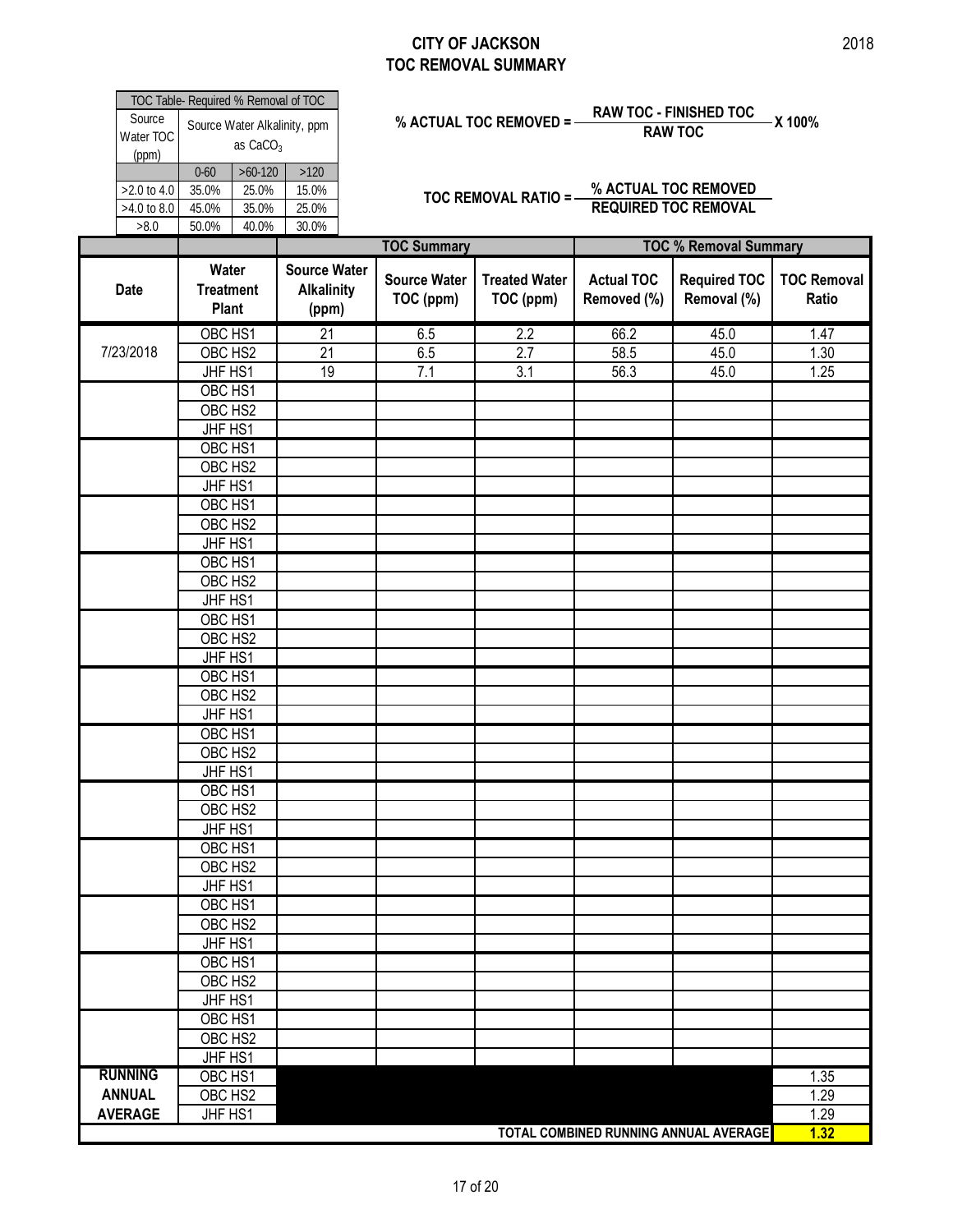# CITY OF JACKSON
## TOC REMOVAL SUMMARY

2018

| TOC Table- Required % Removal of TOC | | | |
|---|---|---|---|
| Source Water TOC (ppm) | Source Water Alkalinity, ppm as $CaCO_3$ | | |
| | 0-60 | >60-120 | >120 |
| >2.0 to 4.0 | 35.0% | 25.0% | 15.0% |
| >4.0 to 8.0 | 45.0% | 35.0% | 25.0% |
| >8.0 | 50.0% | 40.0% | 30.0% |

$$\text{\% ACTUAL TOC REMOVED} = \frac{\text{RAW TOC} - \text{FINISHED TOC}}{\text{RAW TOC}} \times 100\%$$

$$\text{TOC REMOVAL RATIO} = \frac{\text{\% ACTUAL TOC REMOVED}}{\text{REQUIRED TOC REMOVAL}}$$

| | | | TOC Summary | | TOC % Removal Summary | | |
|---|---|---|---|---|---|---|---|
| Date | Water Treatment Plant | Source Water Alkalinity (ppm) | Source Water TOC (ppm) | Treated Water TOC (ppm) | Actual TOC Removed (%) | Required TOC Removal (%) | TOC Removal Ratio |
| 7/23/2018 | OBC HS1 | 21 | 6.5 | 2.2 | 66.2 | 45.0 | 1.47 |
| | OBC HS2 | 21 | 6.5 | 2.7 | 58.5 | 45.0 | 1.30 |
| | JHF HS1 | 19 | 7.1 | 3.1 | 56.3 | 45.0 | 1.25 |
| | OBC HS1 | | | | | | |
| | OBC HS2 | | | | | | |
| | JHF HS1 | | | | | | |
| | OBC HS1 | | | | | | |
| | OBC HS2 | | | | | | |
| | JHF HS1 | | | | | | |
| | OBC HS1 | | | | | | |
| | OBC HS2 | | | | | | |
| | JHF HS1 | | | | | | |
| | OBC HS1 | | | | | | |
| | OBC HS2 | | | | | | |
| | JHF HS1 | | | | | | |
| | OBC HS1 | | | | | | |
| | OBC HS2 | | | | | | |
| | JHF HS1 | | | | | | |
| | OBC HS1 | | | | | | |
| | OBC HS2 | | | | | | |
| | JHF HS1 | | | | | | |
| | OBC HS1 | | | | | | |
| | OBC HS2 | | | | | | |
| | JHF HS1 | | | | | | |
| | OBC HS1 | | | | | | |
| | OBC HS2 | | | | | | |
| | JHF HS1 | | | | | | |
| | OBC HS1 | | | | | | |
| | OBC HS2 | | | | | | |
| | JHF HS1 | | | | | | |
| | OBC HS1 | | | | | | |
| | OBC HS2 | | | | | | |
| | JHF HS1 | | | | | | |
| | OBC HS1 | | | | | | |
| | OBC HS2 | | | | | | |
| | JHF HS1 | | | | | | |
| | OBC HS1 | | | | | | |
| | OBC HS2 | | | | | | |
| | JHF HS1 | | | | | | |
| RUNNING ANNUAL AVERAGE | OBC HS1 | | | | | | 1.35 |
| | OBC HS2 | | | | | | 1.29 |
| | JHF HS1 | | | | | | 1.29 |
| TOTAL COMBINED RUNNING ANNUAL AVERAGE | | | | | | | **1.32** |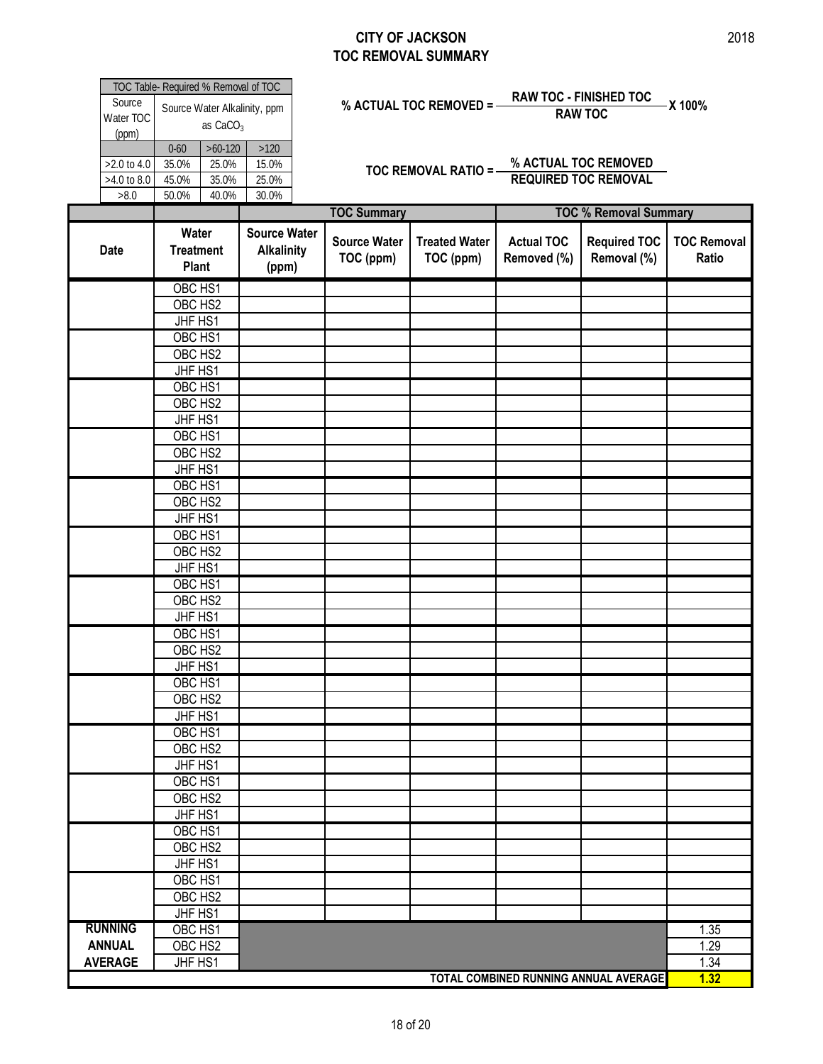# CITY OF JACKSON
# TOC REMOVAL SUMMARY

2018

| TOC Table- Required % Removal of TOC | | | |
|---|---|---|---|
| Source Water TOC (ppm) | Source Water Alkalinity, ppm as $CaCO_3$ | | |
| | 0-60 | >60-120 | >120 |
| >2.0 to 4.0 | 35.0% | 25.0% | 15.0% |
| >4.0 to 8.0 | 45.0% | 35.0% | 25.0% |
| >8.0 | 50.0% | 40.0% | 30.0% |

$$\text{\% ACTUAL TOC REMOVED} = \frac{\text{RAW TOC - FINISHED TOC}}{\text{RAW TOC}} \times 100\%$$

$$\text{TOC REMOVAL RATIO} = \frac{\text{\% ACTUAL TOC REMOVED}}{\text{REQUIRED TOC REMOVAL}}$$

| | | | TOC Summary | | TOC % Removal Summary | | |
|---|---|---|---|---|---|---|---|
| Date | Water Treatment Plant | Source Water Alkalinity (ppm) | Source Water TOC (ppm) | Treated Water TOC (ppm) | Actual TOC Removed (%) | Required TOC Removal (%) | TOC Removal Ratio |
| | OBC HS1 | | | | | | |
| | OBC HS2 | | | | | | |
| | JHF HS1 | | | | | | |
| | OBC HS1 | | | | | | |
| | OBC HS2 | | | | | | |
| | JHF HS1 | | | | | | |
| | OBC HS1 | | | | | | |
| | OBC HS2 | | | | | | |
| | JHF HS1 | | | | | | |
| | OBC HS1 | | | | | | |
| | OBC HS2 | | | | | | |
| | JHF HS1 | | | | | | |
| | OBC HS1 | | | | | | |
| | OBC HS2 | | | | | | |
| | JHF HS1 | | | | | | |
| | OBC HS1 | | | | | | |
| | OBC HS2 | | | | | | |
| | JHF HS1 | | | | | | |
| | OBC HS1 | | | | | | |
| | OBC HS2 | | | | | | |
| | JHF HS1 | | | | | | |
| | OBC HS1 | | | | | | |
| | OBC HS2 | | | | | | |
| | JHF HS1 | | | | | | |
| | OBC HS1 | | | | | | |
| | OBC HS2 | | | | | | |
| | JHF HS1 | | | | | | |
| | OBC HS1 | | | | | | |
| | OBC HS2 | | | | | | |
| | JHF HS1 | | | | | | |
| | OBC HS1 | | | | | | |
| | OBC HS2 | | | | | | |
| | JHF HS1 | | | | | | |
| | OBC HS1 | | | | | | |
| | OBC HS2 | | | | | | |
| | JHF HS1 | | | | | | |
| | OBC HS1 | | | | | | |
| | OBC HS2 | | | | | | |
| | JHF HS1 | | | | | | |
| RUNNING ANNUAL AVERAGE | OBC HS1 | | | | | | 1.35 |
| | OBC HS2 | | | | | | 1.29 |
| | JHF HS1 | | | | | | 1.34 |
| TOTAL COMBINED RUNNING ANNUAL AVERAGE | | | | | | | **1.32** |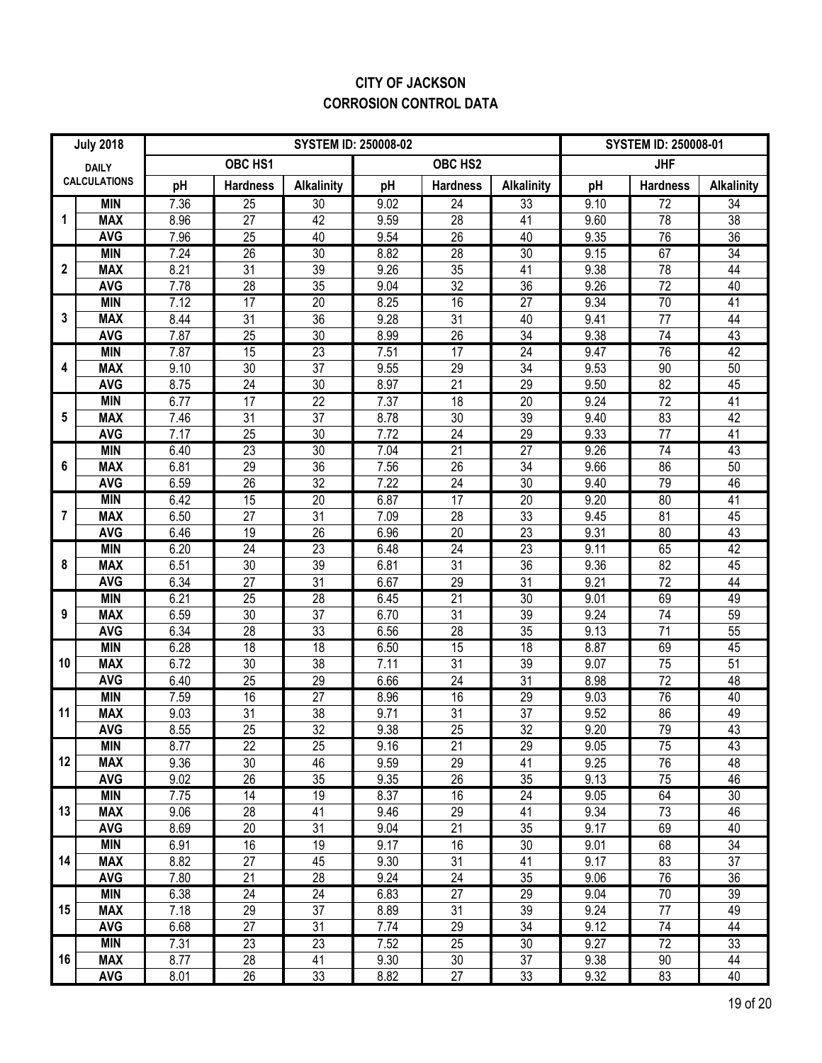**CITY OF JACKSON**
**CORROSION CONTROL DATA**

| July 2018 | | SYSTEM ID: 250008-02 | | | | | | SYSTEM ID: 250008-01 | | |
|---|---|---|---|---|---|---|---|---|---|---|
| DAILY CALCULATIONS | | OBC HS1 | | | OBC HS2 | | | JHF | | |
| | | pH | Hardness | Alkalinity | pH | Hardness | Alkalinity | pH | Hardness | Alkalinity |
| 1 | MIN | 7.36 | 25 | 30 | 9.02 | 24 | 33 | 9.10 | 72 | 34 |
| | MAX | 8.96 | 27 | 42 | 9.59 | 28 | 41 | 9.60 | 78 | 38 |
| | AVG | 7.96 | 25 | 40 | 9.54 | 26 | 40 | 9.35 | 76 | 36 |
| 2 | MIN | 7.24 | 26 | 30 | 8.82 | 28 | 30 | 9.15 | 67 | 34 |
| | MAX | 8.21 | 31 | 39 | 9.26 | 35 | 41 | 9.38 | 78 | 44 |
| | AVG | 7.78 | 28 | 35 | 9.04 | 32 | 36 | 9.26 | 72 | 40 |
| 3 | MIN | 7.12 | 17 | 20 | 8.25 | 16 | 27 | 9.34 | 70 | 41 |
| | MAX | 8.44 | 31 | 36 | 9.28 | 31 | 40 | 9.41 | 77 | 44 |
| | AVG | 7.87 | 25 | 30 | 8.99 | 26 | 34 | 9.38 | 74 | 43 |
| 4 | MIN | 7.87 | 15 | 23 | 7.51 | 17 | 24 | 9.47 | 76 | 42 |
| | MAX | 9.10 | 30 | 37 | 9.55 | 29 | 34 | 9.53 | 90 | 50 |
| | AVG | 8.75 | 24 | 30 | 8.97 | 21 | 29 | 9.50 | 82 | 45 |
| 5 | MIN | 6.77 | 17 | 22 | 7.37 | 18 | 20 | 9.24 | 72 | 41 |
| | MAX | 7.46 | 31 | 37 | 8.78 | 30 | 39 | 9.40 | 83 | 42 |
| | AVG | 7.17 | 25 | 30 | 7.72 | 24 | 29 | 9.33 | 77 | 41 |
| 6 | MIN | 6.40 | 23 | 30 | 7.04 | 21 | 27 | 9.26 | 74 | 43 |
| | MAX | 6.81 | 29 | 36 | 7.56 | 26 | 34 | 9.66 | 86 | 50 |
| | AVG | 6.59 | 26 | 32 | 7.22 | 24 | 30 | 9.40 | 79 | 46 |
| 7 | MIN | 6.42 | 15 | 20 | 6.87 | 17 | 20 | 9.20 | 80 | 41 |
| | MAX | 6.50 | 27 | 31 | 7.09 | 28 | 33 | 9.45 | 81 | 45 |
| | AVG | 6.46 | 19 | 26 | 6.96 | 20 | 23 | 9.31 | 80 | 43 |
| 8 | MIN | 6.20 | 24 | 23 | 6.48 | 24 | 23 | 9.11 | 65 | 42 |
| | MAX | 6.51 | 30 | 39 | 6.81 | 31 | 36 | 9.36 | 82 | 45 |
| | AVG | 6.34 | 27 | 31 | 6.67 | 29 | 31 | 9.21 | 72 | 44 |
| 9 | MIN | 6.21 | 25 | 28 | 6.45 | 21 | 30 | 9.01 | 69 | 49 |
| | MAX | 6.59 | 30 | 37 | 6.70 | 31 | 39 | 9.24 | 74 | 59 |
| | AVG | 6.34 | 28 | 33 | 6.56 | 28 | 35 | 9.13 | 71 | 55 |
| 10 | MIN | 6.28 | 18 | 18 | 6.50 | 15 | 18 | 8.87 | 69 | 45 |
| | MAX | 6.72 | 30 | 38 | 7.11 | 31 | 39 | 9.07 | 75 | 51 |
| | AVG | 6.40 | 25 | 29 | 6.66 | 24 | 31 | 8.98 | 72 | 48 |
| 11 | MIN | 7.59 | 16 | 27 | 8.96 | 16 | 29 | 9.03 | 76 | 40 |
| | MAX | 9.03 | 31 | 38 | 9.71 | 31 | 37 | 9.52 | 86 | 49 |
| | AVG | 8.55 | 25 | 32 | 9.38 | 25 | 32 | 9.20 | 79 | 43 |
| 12 | MIN | 8.77 | 22 | 25 | 9.16 | 21 | 29 | 9.05 | 75 | 43 |
| | MAX | 9.36 | 30 | 46 | 9.59 | 29 | 41 | 9.25 | 76 | 48 |
| | AVG | 9.02 | 26 | 35 | 9.35 | 26 | 35 | 9.13 | 75 | 46 |
| 13 | MIN | 7.75 | 14 | 19 | 8.37 | 16 | 24 | 9.05 | 64 | 30 |
| | MAX | 9.06 | 28 | 41 | 9.46 | 29 | 41 | 9.34 | 73 | 46 |
| | AVG | 8.69 | 20 | 31 | 9.04 | 21 | 35 | 9.17 | 69 | 40 |
| 14 | MIN | 6.91 | 16 | 19 | 9.17 | 16 | 30 | 9.01 | 68 | 34 |
| | MAX | 8.82 | 27 | 45 | 9.30 | 31 | 41 | 9.17 | 83 | 37 |
| | AVG | 7.80 | 21 | 28 | 9.24 | 24 | 35 | 9.06 | 76 | 36 |
| 15 | MIN | 6.38 | 24 | 24 | 6.83 | 27 | 29 | 9.04 | 70 | 39 |
| | MAX | 7.18 | 29 | 37 | 8.89 | 31 | 39 | 9.24 | 77 | 49 |
| | AVG | 6.68 | 27 | 31 | 7.74 | 29 | 34 | 9.12 | 74 | 44 |
| 16 | MIN | 7.31 | 23 | 23 | 7.52 | 25 | 30 | 9.27 | 72 | 33 |
| | MAX | 8.77 | 28 | 41 | 9.30 | 30 | 37 | 9.38 | 90 | 44 |
| | AVG | 8.01 | 26 | 33 | 8.82 | 27 | 33 | 9.32 | 83 | 40 |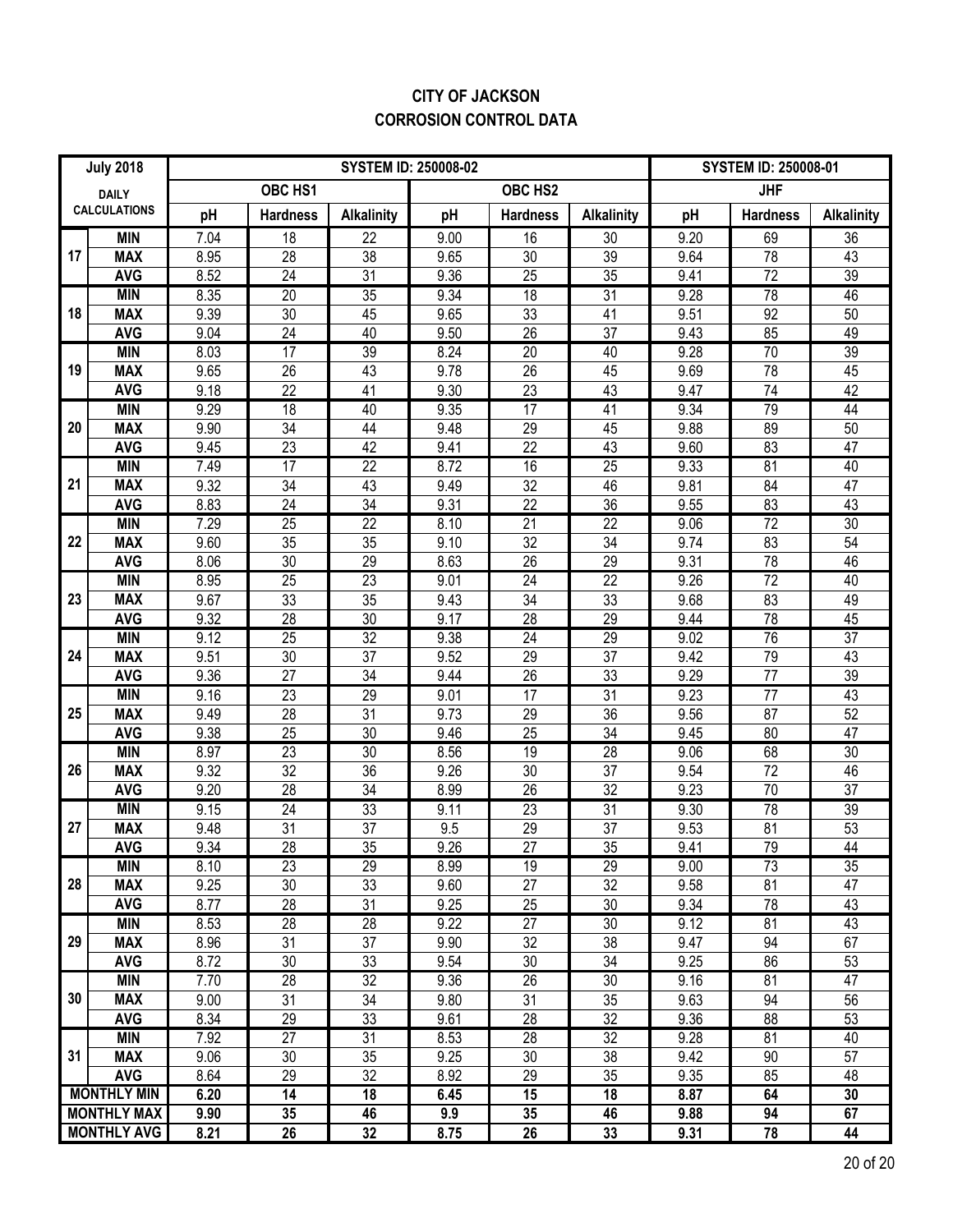# CITY OF JACKSON
## CORROSION CONTROL DATA

| July 2018 | | SYSTEM ID: 250008-02 | | | | | | SYSTEM ID: 250008-01 | | |
|---|---|---|---|---|---|---|---|---|---|---|
| DAILY CALCULATIONS | | OBC HS1 | | | OBC HS2 | | | JHF | | |
| | | pH | Hardness | Alkalinity | pH | Hardness | Alkalinity | pH | Hardness | Alkalinity |
| 17 | MIN | 7.04 | 18 | 22 | 9.00 | 16 | 30 | 9.20 | 69 | 36 |
| | MAX | 8.95 | 28 | 38 | 9.65 | 30 | 39 | 9.64 | 78 | 43 |
| | AVG | 8.52 | 24 | 31 | 9.36 | 25 | 35 | 9.41 | 72 | 39 |
| 18 | MIN | 8.35 | 20 | 35 | 9.34 | 18 | 31 | 9.28 | 78 | 46 |
| | MAX | 9.39 | 30 | 45 | 9.65 | 33 | 41 | 9.51 | 92 | 50 |
| | AVG | 9.04 | 24 | 40 | 9.50 | 26 | 37 | 9.43 | 85 | 49 |
| 19 | MIN | 8.03 | 17 | 39 | 8.24 | 20 | 40 | 9.28 | 70 | 39 |
| | MAX | 9.65 | 26 | 43 | 9.78 | 26 | 45 | 9.69 | 78 | 45 |
| | AVG | 9.18 | 22 | 41 | 9.30 | 23 | 43 | 9.47 | 74 | 42 |
| 20 | MIN | 9.29 | 18 | 40 | 9.35 | 17 | 41 | 9.34 | 79 | 44 |
| | MAX | 9.90 | 34 | 44 | 9.48 | 29 | 45 | 9.88 | 89 | 50 |
| | AVG | 9.45 | 23 | 42 | 9.41 | 22 | 43 | 9.60 | 83 | 47 |
| 21 | MIN | 7.49 | 17 | 22 | 8.72 | 16 | 25 | 9.33 | 81 | 40 |
| | MAX | 9.32 | 34 | 43 | 9.49 | 32 | 46 | 9.81 | 84 | 47 |
| | AVG | 8.83 | 24 | 34 | 9.31 | 22 | 36 | 9.55 | 83 | 43 |
| 22 | MIN | 7.29 | 25 | 22 | 8.10 | 21 | 22 | 9.06 | 72 | 30 |
| | MAX | 9.60 | 35 | 35 | 9.10 | 32 | 34 | 9.74 | 83 | 54 |
| | AVG | 8.06 | 30 | 29 | 8.63 | 26 | 29 | 9.31 | 78 | 46 |
| 23 | MIN | 8.95 | 25 | 23 | 9.01 | 24 | 22 | 9.26 | 72 | 40 |
| | MAX | 9.67 | 33 | 35 | 9.43 | 34 | 33 | 9.68 | 83 | 49 |
| | AVG | 9.32 | 28 | 30 | 9.17 | 28 | 29 | 9.44 | 78 | 45 |
| 24 | MIN | 9.12 | 25 | 32 | 9.38 | 24 | 29 | 9.02 | 76 | 37 |
| | MAX | 9.51 | 30 | 37 | 9.52 | 29 | 37 | 9.42 | 79 | 43 |
| | AVG | 9.36 | 27 | 34 | 9.44 | 26 | 33 | 9.29 | 77 | 39 |
| 25 | MIN | 9.16 | 23 | 29 | 9.01 | 17 | 31 | 9.23 | 77 | 43 |
| | MAX | 9.49 | 28 | 31 | 9.73 | 29 | 36 | 9.56 | 87 | 52 |
| | AVG | 9.38 | 25 | 30 | 9.46 | 25 | 34 | 9.45 | 80 | 47 |
| 26 | MIN | 8.97 | 23 | 30 | 8.56 | 19 | 28 | 9.06 | 68 | 30 |
| | MAX | 9.32 | 32 | 36 | 9.26 | 30 | 37 | 9.54 | 72 | 46 |
| | AVG | 9.20 | 28 | 34 | 8.99 | 26 | 32 | 9.23 | 70 | 37 |
| 27 | MIN | 9.15 | 24 | 33 | 9.11 | 23 | 31 | 9.30 | 78 | 39 |
| | MAX | 9.48 | 31 | 37 | 9.5 | 29 | 37 | 9.53 | 81 | 53 |
| | AVG | 9.34 | 28 | 35 | 9.26 | 27 | 35 | 9.41 | 79 | 44 |
| 28 | MIN | 8.10 | 23 | 29 | 8.99 | 19 | 29 | 9.00 | 73 | 35 |
| | MAX | 9.25 | 30 | 33 | 9.60 | 27 | 32 | 9.58 | 81 | 47 |
| | AVG | 8.77 | 28 | 31 | 9.25 | 25 | 30 | 9.34 | 78 | 43 |
| 29 | MIN | 8.53 | 28 | 28 | 9.22 | 27 | 30 | 9.12 | 81 | 43 |
| | MAX | 8.96 | 31 | 37 | 9.90 | 32 | 38 | 9.47 | 94 | 67 |
| | AVG | 8.72 | 30 | 33 | 9.54 | 30 | 34 | 9.25 | 86 | 53 |
| 30 | MIN | 7.70 | 28 | 32 | 9.36 | 26 | 30 | 9.16 | 81 | 47 |
| | MAX | 9.00 | 31 | 34 | 9.80 | 31 | 35 | 9.63 | 94 | 56 |
| | AVG | 8.34 | 29 | 33 | 9.61 | 28 | 32 | 9.36 | 88 | 53 |
| 31 | MIN | 7.92 | 27 | 31 | 8.53 | 28 | 32 | 9.28 | 81 | 40 |
| | MAX | 9.06 | 30 | 35 | 9.25 | 30 | 38 | 9.42 | 90 | 57 |
| | AVG | 8.64 | 29 | 32 | 8.92 | 29 | 35 | 9.35 | 85 | 48 |
| **MONTHLY MIN** | | **6.20** | **14** | **18** | **6.45** | **15** | **18** | **8.87** | **64** | **30** |
| **MONTHLY MAX** | | **9.90** | **35** | **46** | **9.9** | **35** | **46** | **9.88** | **94** | **67** |
| **MONTHLY AVG** | | **8.21** | **26** | **32** | **8.75** | **26** | **33** | **9.31** | **78** | **44** |